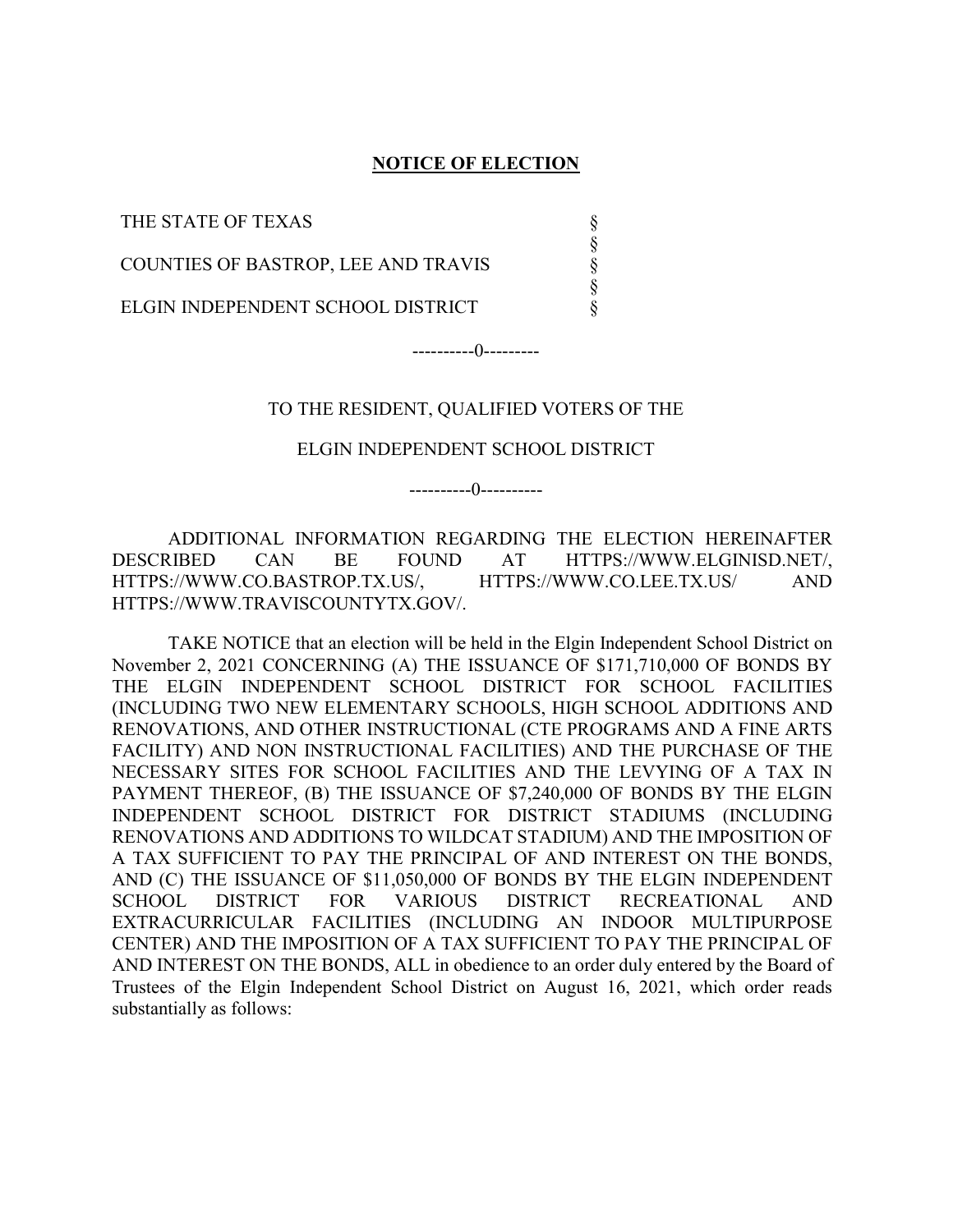# NOTICE OF ELECTION

THE STATE OF TEXAS §
§
COUNTIES OF BASTROP, LEE AND TRAVIS §
§
ELGIN INDEPENDENT SCHOOL DISTRICT §

----------0---------

TO THE RESIDENT, QUALIFIED VOTERS OF THE

ELGIN INDEPENDENT SCHOOL DISTRICT

----------0----------

ADDITIONAL INFORMATION REGARDING THE ELECTION HEREINAFTER DESCRIBED CAN BE FOUND AT HTTPS://WWW.ELGINISD.NET/, HTTPS://WWW.CO.BASTROP.TX.US/, HTTPS://WWW.CO.LEE.TX.US/ AND HTTPS://WWW.TRAVISCOUNTYTX.GOV/.

TAKE NOTICE that an election will be held in the Elgin Independent School District on November 2, 2021 CONCERNING (A) THE ISSUANCE OF $171,710,000 OF BONDS BY THE ELGIN INDEPENDENT SCHOOL DISTRICT FOR SCHOOL FACILITIES (INCLUDING TWO NEW ELEMENTARY SCHOOLS, HIGH SCHOOL ADDITIONS AND RENOVATIONS, AND OTHER INSTRUCTIONAL (CTE PROGRAMS AND A FINE ARTS FACILITY) AND NON INSTRUCTIONAL FACILITIES) AND THE PURCHASE OF THE NECESSARY SITES FOR SCHOOL FACILITIES AND THE LEVYING OF A TAX IN PAYMENT THEREOF, (B) THE ISSUANCE OF $7,240,000 OF BONDS BY THE ELGIN INDEPENDENT SCHOOL DISTRICT FOR DISTRICT STADIUMS (INCLUDING RENOVATIONS AND ADDITIONS TO WILDCAT STADIUM) AND THE IMPOSITION OF A TAX SUFFICIENT TO PAY THE PRINCIPAL OF AND INTEREST ON THE BONDS, AND (C) THE ISSUANCE OF $11,050,000 OF BONDS BY THE ELGIN INDEPENDENT SCHOOL DISTRICT FOR VARIOUS DISTRICT RECREATIONAL AND EXTRACURRICULAR FACILITIES (INCLUDING AN INDOOR MULTIPURPOSE CENTER) AND THE IMPOSITION OF A TAX SUFFICIENT TO PAY THE PRINCIPAL OF AND INTEREST ON THE BONDS, ALL in obedience to an order duly entered by the Board of Trustees of the Elgin Independent School District on August 16, 2021, which order reads substantially as follows: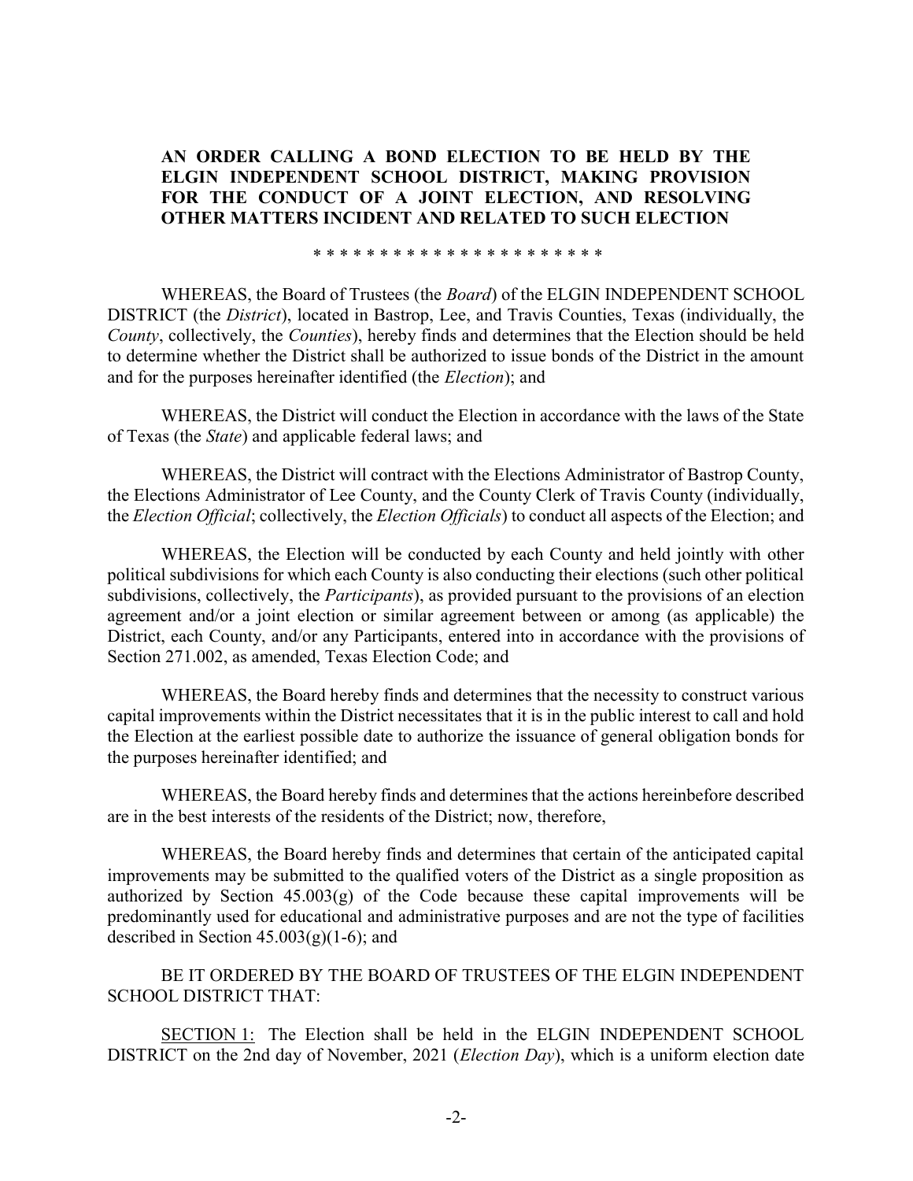**AN ORDER CALLING A BOND ELECTION TO BE HELD BY THE ELGIN INDEPENDENT SCHOOL DISTRICT, MAKING PROVISION FOR THE CONDUCT OF A JOINT ELECTION, AND RESOLVING OTHER MATTERS INCIDENT AND RELATED TO SUCH ELECTION**

* * * * * * * * * * * * * * * * * * * * * *

WHEREAS, the Board of Trustees (the *Board*) of the ELGIN INDEPENDENT SCHOOL DISTRICT (the *District*), located in Bastrop, Lee, and Travis Counties, Texas (individually, the *County*, collectively, the *Counties*), hereby finds and determines that the Election should be held to determine whether the District shall be authorized to issue bonds of the District in the amount and for the purposes hereinafter identified (the *Election*); and

WHEREAS, the District will conduct the Election in accordance with the laws of the State of Texas (the *State*) and applicable federal laws; and

WHEREAS, the District will contract with the Elections Administrator of Bastrop County, the Elections Administrator of Lee County, and the County Clerk of Travis County (individually, the *Election Official*; collectively, the *Election Officials*) to conduct all aspects of the Election; and

WHEREAS, the Election will be conducted by each County and held jointly with other political subdivisions for which each County is also conducting their elections (such other political subdivisions, collectively, the *Participants*), as provided pursuant to the provisions of an election agreement and/or a joint election or similar agreement between or among (as applicable) the District, each County, and/or any Participants, entered into in accordance with the provisions of Section 271.002, as amended, Texas Election Code; and

WHEREAS, the Board hereby finds and determines that the necessity to construct various capital improvements within the District necessitates that it is in the public interest to call and hold the Election at the earliest possible date to authorize the issuance of general obligation bonds for the purposes hereinafter identified; and

WHEREAS, the Board hereby finds and determines that the actions hereinbefore described are in the best interests of the residents of the District; now, therefore,

WHEREAS, the Board hereby finds and determines that certain of the anticipated capital improvements may be submitted to the qualified voters of the District as a single proposition as authorized by Section 45.003(g) of the Code because these capital improvements will be predominantly used for educational and administrative purposes and are not the type of facilities described in Section 45.003(g)(1-6); and

BE IT ORDERED BY THE BOARD OF TRUSTEES OF THE ELGIN INDEPENDENT SCHOOL DISTRICT THAT:

SECTION 1: The Election shall be held in the ELGIN INDEPENDENT SCHOOL DISTRICT on the 2nd day of November, 2021 (*Election Day*), which is a uniform election date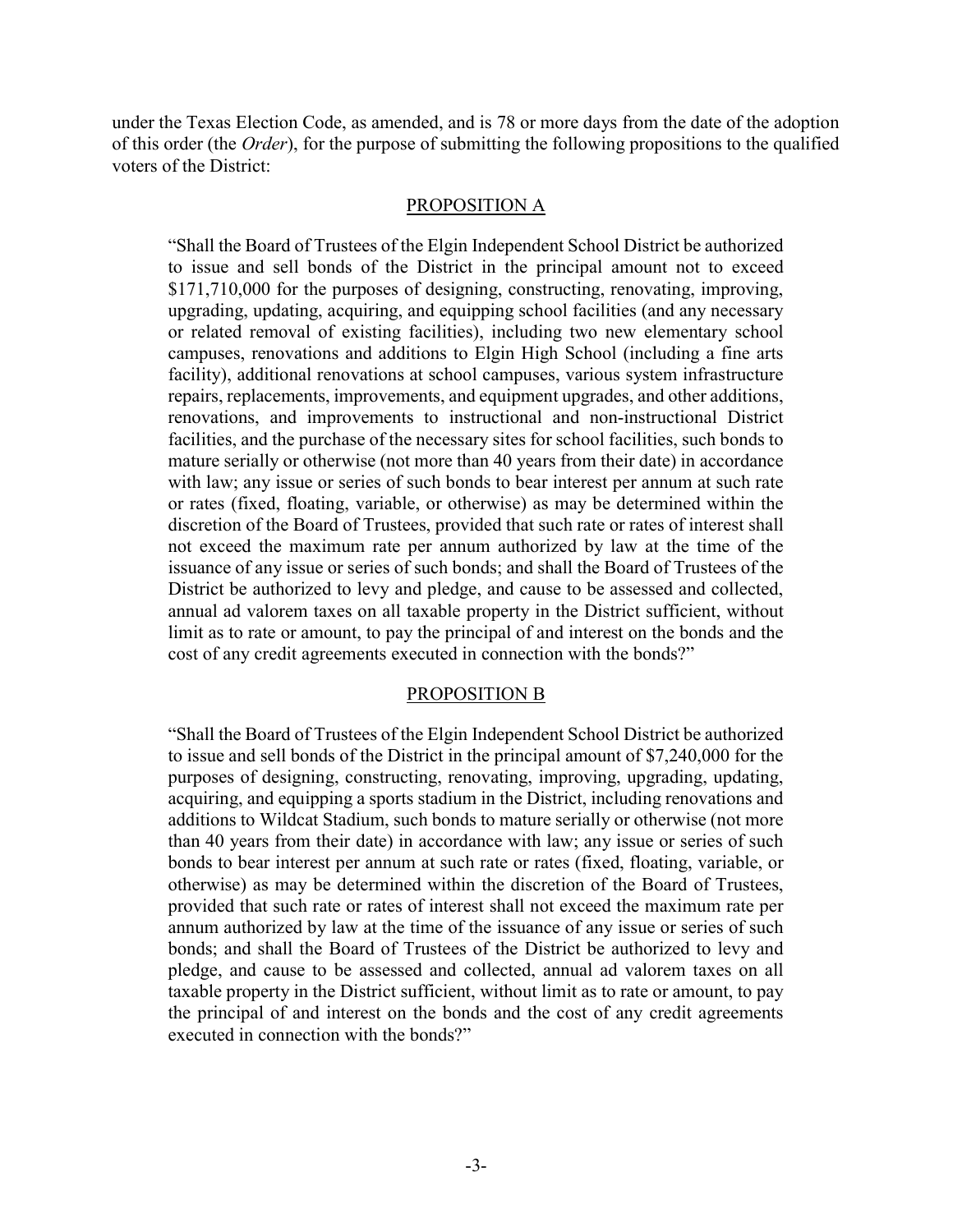under the Texas Election Code, as amended, and is 78 or more days from the date of the adoption of this order (the *Order*), for the purpose of submitting the following propositions to the qualified voters of the District:

## PROPOSITION A

> "Shall the Board of Trustees of the Elgin Independent School District be authorized to issue and sell bonds of the District in the principal amount not to exceed $171,710,000 for the purposes of designing, constructing, renovating, improving, upgrading, updating, acquiring, and equipping school facilities (and any necessary or related removal of existing facilities), including two new elementary school campuses, renovations and additions to Elgin High School (including a fine arts facility), additional renovations at school campuses, various system infrastructure repairs, replacements, improvements, and equipment upgrades, and other additions, renovations, and improvements to instructional and non-instructional District facilities, and the purchase of the necessary sites for school facilities, such bonds to mature serially or otherwise (not more than 40 years from their date) in accordance with law; any issue or series of such bonds to bear interest per annum at such rate or rates (fixed, floating, variable, or otherwise) as may be determined within the discretion of the Board of Trustees, provided that such rate or rates of interest shall not exceed the maximum rate per annum authorized by law at the time of the issuance of any issue or series of such bonds; and shall the Board of Trustees of the District be authorized to levy and pledge, and cause to be assessed and collected, annual ad valorem taxes on all taxable property in the District sufficient, without limit as to rate or amount, to pay the principal of and interest on the bonds and the cost of any credit agreements executed in connection with the bonds?"

## PROPOSITION B

> "Shall the Board of Trustees of the Elgin Independent School District be authorized to issue and sell bonds of the District in the principal amount of $7,240,000 for the purposes of designing, constructing, renovating, improving, upgrading, updating, acquiring, and equipping a sports stadium in the District, including renovations and additions to Wildcat Stadium, such bonds to mature serially or otherwise (not more than 40 years from their date) in accordance with law; any issue or series of such bonds to bear interest per annum at such rate or rates (fixed, floating, variable, or otherwise) as may be determined within the discretion of the Board of Trustees, provided that such rate or rates of interest shall not exceed the maximum rate per annum authorized by law at the time of the issuance of any issue or series of such bonds; and shall the Board of Trustees of the District be authorized to levy and pledge, and cause to be assessed and collected, annual ad valorem taxes on all taxable property in the District sufficient, without limit as to rate or amount, to pay the principal of and interest on the bonds and the cost of any credit agreements executed in connection with the bonds?"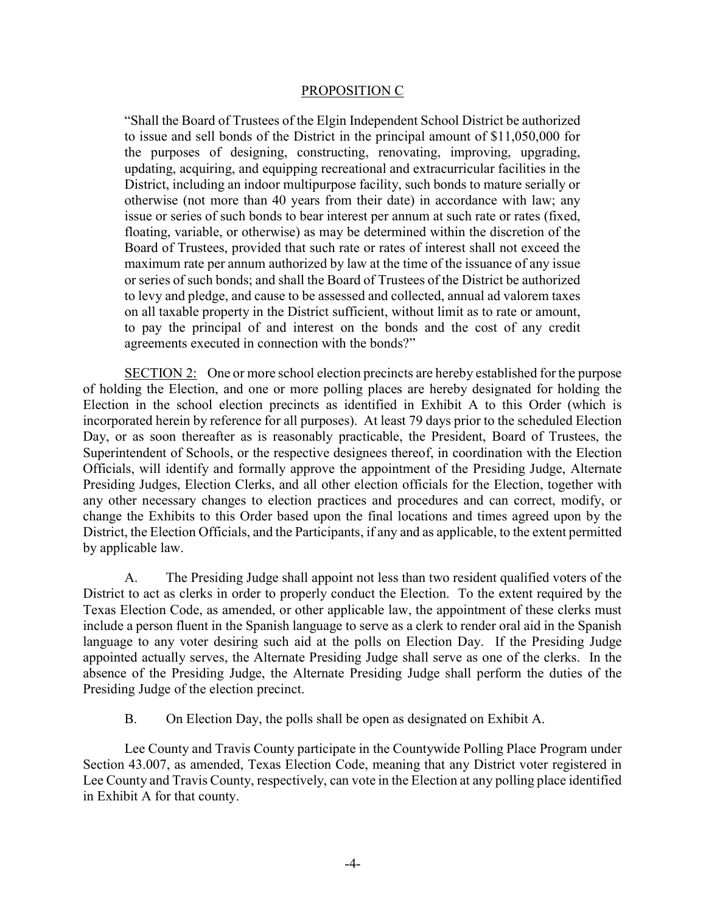PROPOSITION C

"Shall the Board of Trustees of the Elgin Independent School District be authorized to issue and sell bonds of the District in the principal amount of $11,050,000 for the purposes of designing, constructing, renovating, improving, upgrading, updating, acquiring, and equipping recreational and extracurricular facilities in the District, including an indoor multipurpose facility, such bonds to mature serially or otherwise (not more than 40 years from their date) in accordance with law; any issue or series of such bonds to bear interest per annum at such rate or rates (fixed, floating, variable, or otherwise) as may be determined within the discretion of the Board of Trustees, provided that such rate or rates of interest shall not exceed the maximum rate per annum authorized by law at the time of the issuance of any issue or series of such bonds; and shall the Board of Trustees of the District be authorized to levy and pledge, and cause to be assessed and collected, annual ad valorem taxes on all taxable property in the District sufficient, without limit as to rate or amount, to pay the principal of and interest on the bonds and the cost of any credit agreements executed in connection with the bonds?"

SECTION 2: One or more school election precincts are hereby established for the purpose of holding the Election, and one or more polling places are hereby designated for holding the Election in the school election precincts as identified in Exhibit A to this Order (which is incorporated herein by reference for all purposes). At least 79 days prior to the scheduled Election Day, or as soon thereafter as is reasonably practicable, the President, Board of Trustees, the Superintendent of Schools, or the respective designees thereof, in coordination with the Election Officials, will identify and formally approve the appointment of the Presiding Judge, Alternate Presiding Judges, Election Clerks, and all other election officials for the Election, together with any other necessary changes to election practices and procedures and can correct, modify, or change the Exhibits to this Order based upon the final locations and times agreed upon by the District, the Election Officials, and the Participants, if any and as applicable, to the extent permitted by applicable law.

A. The Presiding Judge shall appoint not less than two resident qualified voters of the District to act as clerks in order to properly conduct the Election. To the extent required by the Texas Election Code, as amended, or other applicable law, the appointment of these clerks must include a person fluent in the Spanish language to serve as a clerk to render oral aid in the Spanish language to any voter desiring such aid at the polls on Election Day. If the Presiding Judge appointed actually serves, the Alternate Presiding Judge shall serve as one of the clerks. In the absence of the Presiding Judge, the Alternate Presiding Judge shall perform the duties of the Presiding Judge of the election precinct.

B. On Election Day, the polls shall be open as designated on Exhibit A.

Lee County and Travis County participate in the Countywide Polling Place Program under Section 43.007, as amended, Texas Election Code, meaning that any District voter registered in Lee County and Travis County, respectively, can vote in the Election at any polling place identified in Exhibit A for that county.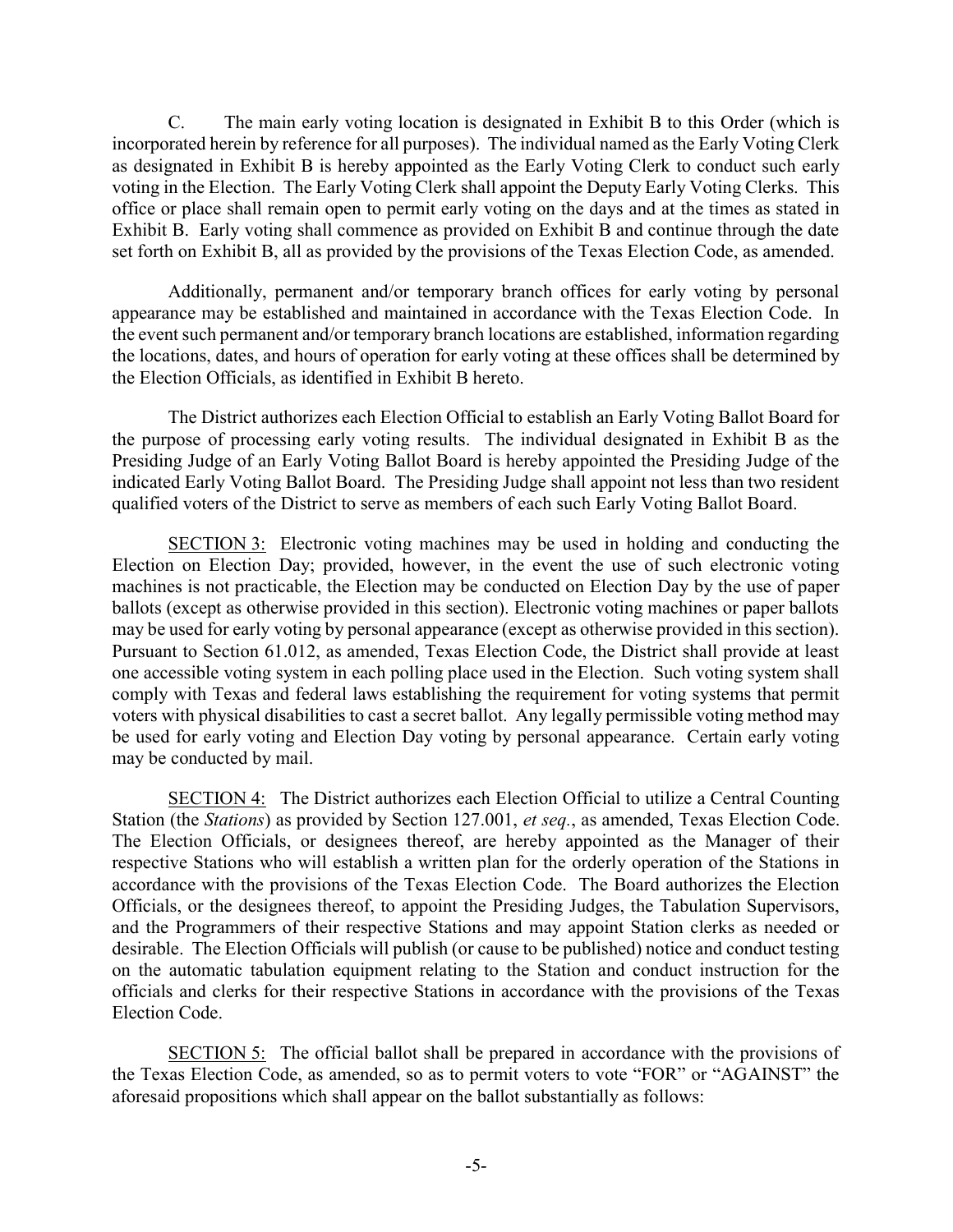C. The main early voting location is designated in Exhibit B to this Order (which is incorporated herein by reference for all purposes). The individual named as the Early Voting Clerk as designated in Exhibit B is hereby appointed as the Early Voting Clerk to conduct such early voting in the Election. The Early Voting Clerk shall appoint the Deputy Early Voting Clerks. This office or place shall remain open to permit early voting on the days and at the times as stated in Exhibit B. Early voting shall commence as provided on Exhibit B and continue through the date set forth on Exhibit B, all as provided by the provisions of the Texas Election Code, as amended.

Additionally, permanent and/or temporary branch offices for early voting by personal appearance may be established and maintained in accordance with the Texas Election Code. In the event such permanent and/or temporary branch locations are established, information regarding the locations, dates, and hours of operation for early voting at these offices shall be determined by the Election Officials, as identified in Exhibit B hereto.

The District authorizes each Election Official to establish an Early Voting Ballot Board for the purpose of processing early voting results. The individual designated in Exhibit B as the Presiding Judge of an Early Voting Ballot Board is hereby appointed the Presiding Judge of the indicated Early Voting Ballot Board. The Presiding Judge shall appoint not less than two resident qualified voters of the District to serve as members of each such Early Voting Ballot Board.

<u>SECTION 3:</u> Electronic voting machines may be used in holding and conducting the Election on Election Day; provided, however, in the event the use of such electronic voting machines is not practicable, the Election may be conducted on Election Day by the use of paper ballots (except as otherwise provided in this section). Electronic voting machines or paper ballots may be used for early voting by personal appearance (except as otherwise provided in this section). Pursuant to Section 61.012, as amended, Texas Election Code, the District shall provide at least one accessible voting system in each polling place used in the Election. Such voting system shall comply with Texas and federal laws establishing the requirement for voting systems that permit voters with physical disabilities to cast a secret ballot. Any legally permissible voting method may be used for early voting and Election Day voting by personal appearance. Certain early voting may be conducted by mail.

<u>SECTION 4:</u> The District authorizes each Election Official to utilize a Central Counting Station (the *Stations*) as provided by Section 127.001, *et seq.*, as amended, Texas Election Code. The Election Officials, or designees thereof, are hereby appointed as the Manager of their respective Stations who will establish a written plan for the orderly operation of the Stations in accordance with the provisions of the Texas Election Code. The Board authorizes the Election Officials, or the designees thereof, to appoint the Presiding Judges, the Tabulation Supervisors, and the Programmers of their respective Stations and may appoint Station clerks as needed or desirable. The Election Officials will publish (or cause to be published) notice and conduct testing on the automatic tabulation equipment relating to the Station and conduct instruction for the officials and clerks for their respective Stations in accordance with the provisions of the Texas Election Code.

<u>SECTION 5:</u> The official ballot shall be prepared in accordance with the provisions of the Texas Election Code, as amended, so as to permit voters to vote "FOR" or "AGAINST" the aforesaid propositions which shall appear on the ballot substantially as follows: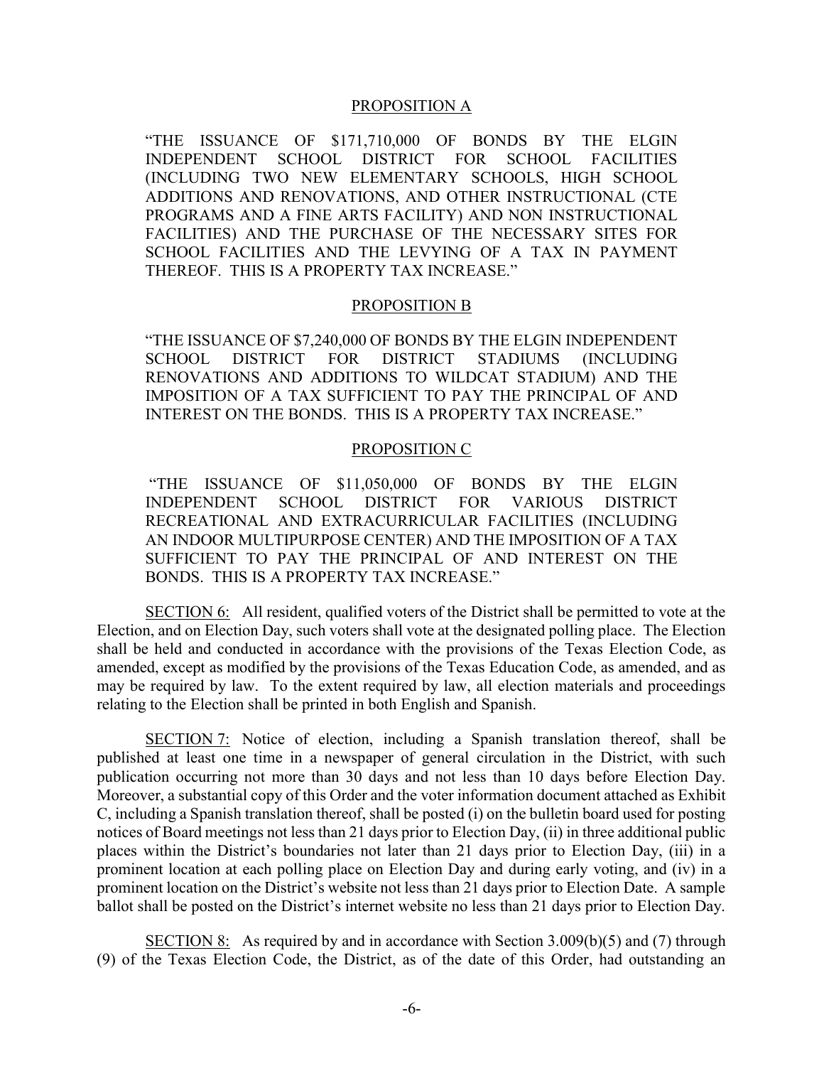PROPOSITION A

"THE ISSUANCE OF $171,710,000 OF BONDS BY THE ELGIN INDEPENDENT SCHOOL DISTRICT FOR SCHOOL FACILITIES (INCLUDING TWO NEW ELEMENTARY SCHOOLS, HIGH SCHOOL ADDITIONS AND RENOVATIONS, AND OTHER INSTRUCTIONAL (CTE PROGRAMS AND A FINE ARTS FACILITY) AND NON INSTRUCTIONAL FACILITIES) AND THE PURCHASE OF THE NECESSARY SITES FOR SCHOOL FACILITIES AND THE LEVYING OF A TAX IN PAYMENT THEREOF. THIS IS A PROPERTY TAX INCREASE."

PROPOSITION B

"THE ISSUANCE OF $7,240,000 OF BONDS BY THE ELGIN INDEPENDENT SCHOOL DISTRICT FOR DISTRICT STADIUMS (INCLUDING RENOVATIONS AND ADDITIONS TO WILDCAT STADIUM) AND THE IMPOSITION OF A TAX SUFFICIENT TO PAY THE PRINCIPAL OF AND INTEREST ON THE BONDS. THIS IS A PROPERTY TAX INCREASE."

PROPOSITION C

"THE ISSUANCE OF $11,050,000 OF BONDS BY THE ELGIN INDEPENDENT SCHOOL DISTRICT FOR VARIOUS DISTRICT RECREATIONAL AND EXTRACURRICULAR FACILITIES (INCLUDING AN INDOOR MULTIPURPOSE CENTER) AND THE IMPOSITION OF A TAX SUFFICIENT TO PAY THE PRINCIPAL OF AND INTEREST ON THE BONDS. THIS IS A PROPERTY TAX INCREASE."

SECTION 6: All resident, qualified voters of the District shall be permitted to vote at the Election, and on Election Day, such voters shall vote at the designated polling place. The Election shall be held and conducted in accordance with the provisions of the Texas Election Code, as amended, except as modified by the provisions of the Texas Education Code, as amended, and as may be required by law. To the extent required by law, all election materials and proceedings relating to the Election shall be printed in both English and Spanish.

SECTION 7: Notice of election, including a Spanish translation thereof, shall be published at least one time in a newspaper of general circulation in the District, with such publication occurring not more than 30 days and not less than 10 days before Election Day. Moreover, a substantial copy of this Order and the voter information document attached as Exhibit C, including a Spanish translation thereof, shall be posted (i) on the bulletin board used for posting notices of Board meetings not less than 21 days prior to Election Day, (ii) in three additional public places within the District's boundaries not later than 21 days prior to Election Day, (iii) in a prominent location at each polling place on Election Day and during early voting, and (iv) in a prominent location on the District's website not less than 21 days prior to Election Date. A sample ballot shall be posted on the District's internet website no less than 21 days prior to Election Day.

SECTION 8: As required by and in accordance with Section 3.009(b)(5) and (7) through (9) of the Texas Election Code, the District, as of the date of this Order, had outstanding an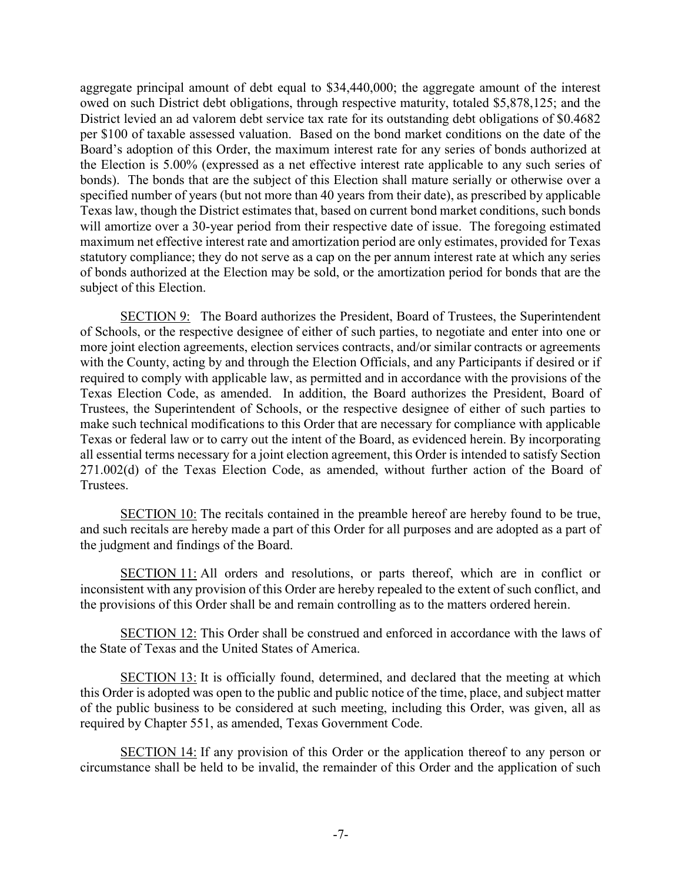aggregate principal amount of debt equal to $34,440,000; the aggregate amount of the interest owed on such District debt obligations, through respective maturity, totaled $5,878,125; and the District levied an ad valorem debt service tax rate for its outstanding debt obligations of $0.4682 per $100 of taxable assessed valuation. Based on the bond market conditions on the date of the Board's adoption of this Order, the maximum interest rate for any series of bonds authorized at the Election is 5.00% (expressed as a net effective interest rate applicable to any such series of bonds). The bonds that are the subject of this Election shall mature serially or otherwise over a specified number of years (but not more than 40 years from their date), as prescribed by applicable Texas law, though the District estimates that, based on current bond market conditions, such bonds will amortize over a 30-year period from their respective date of issue. The foregoing estimated maximum net effective interest rate and amortization period are only estimates, provided for Texas statutory compliance; they do not serve as a cap on the per annum interest rate at which any series of bonds authorized at the Election may be sold, or the amortization period for bonds that are the subject of this Election.

SECTION 9: The Board authorizes the President, Board of Trustees, the Superintendent of Schools, or the respective designee of either of such parties, to negotiate and enter into one or more joint election agreements, election services contracts, and/or similar contracts or agreements with the County, acting by and through the Election Officials, and any Participants if desired or if required to comply with applicable law, as permitted and in accordance with the provisions of the Texas Election Code, as amended. In addition, the Board authorizes the President, Board of Trustees, the Superintendent of Schools, or the respective designee of either of such parties to make such technical modifications to this Order that are necessary for compliance with applicable Texas or federal law or to carry out the intent of the Board, as evidenced herein. By incorporating all essential terms necessary for a joint election agreement, this Order is intended to satisfy Section 271.002(d) of the Texas Election Code, as amended, without further action of the Board of Trustees.

SECTION 10: The recitals contained in the preamble hereof are hereby found to be true, and such recitals are hereby made a part of this Order for all purposes and are adopted as a part of the judgment and findings of the Board.

SECTION 11: All orders and resolutions, or parts thereof, which are in conflict or inconsistent with any provision of this Order are hereby repealed to the extent of such conflict, and the provisions of this Order shall be and remain controlling as to the matters ordered herein.

SECTION 12: This Order shall be construed and enforced in accordance with the laws of the State of Texas and the United States of America.

SECTION 13: It is officially found, determined, and declared that the meeting at which this Order is adopted was open to the public and public notice of the time, place, and subject matter of the public business to be considered at such meeting, including this Order, was given, all as required by Chapter 551, as amended, Texas Government Code.

SECTION 14: If any provision of this Order or the application thereof to any person or circumstance shall be held to be invalid, the remainder of this Order and the application of such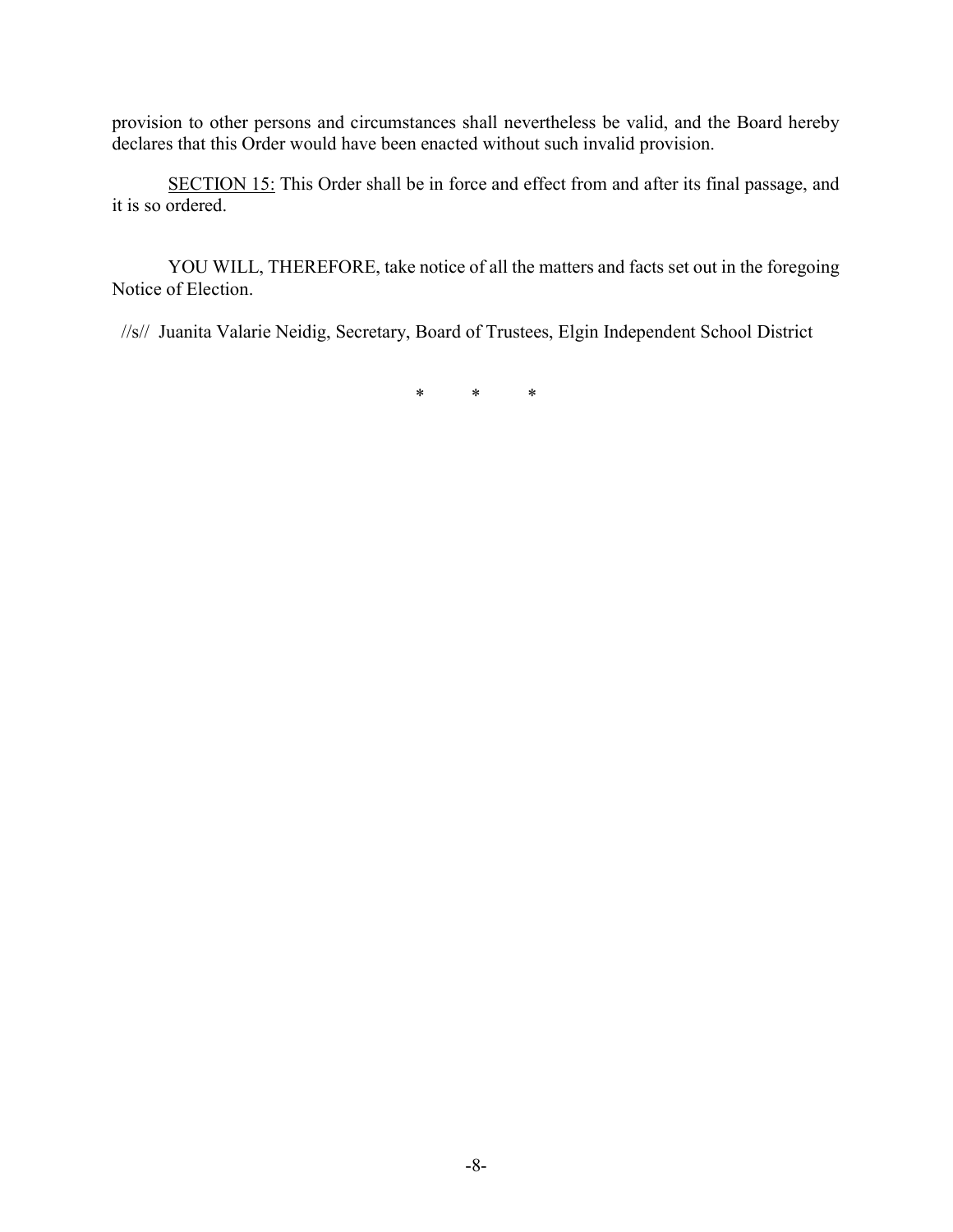provision to other persons and circumstances shall nevertheless be valid, and the Board hereby declares that this Order would have been enacted without such invalid provision.

<u>SECTION 15:</u> This Order shall be in force and effect from and after its final passage, and it is so ordered.

YOU WILL, THEREFORE, take notice of all the matters and facts set out in the foregoing Notice of Election.

//s// Juanita Valarie Neidig, Secretary, Board of Trustees, Elgin Independent School District

\* \* \*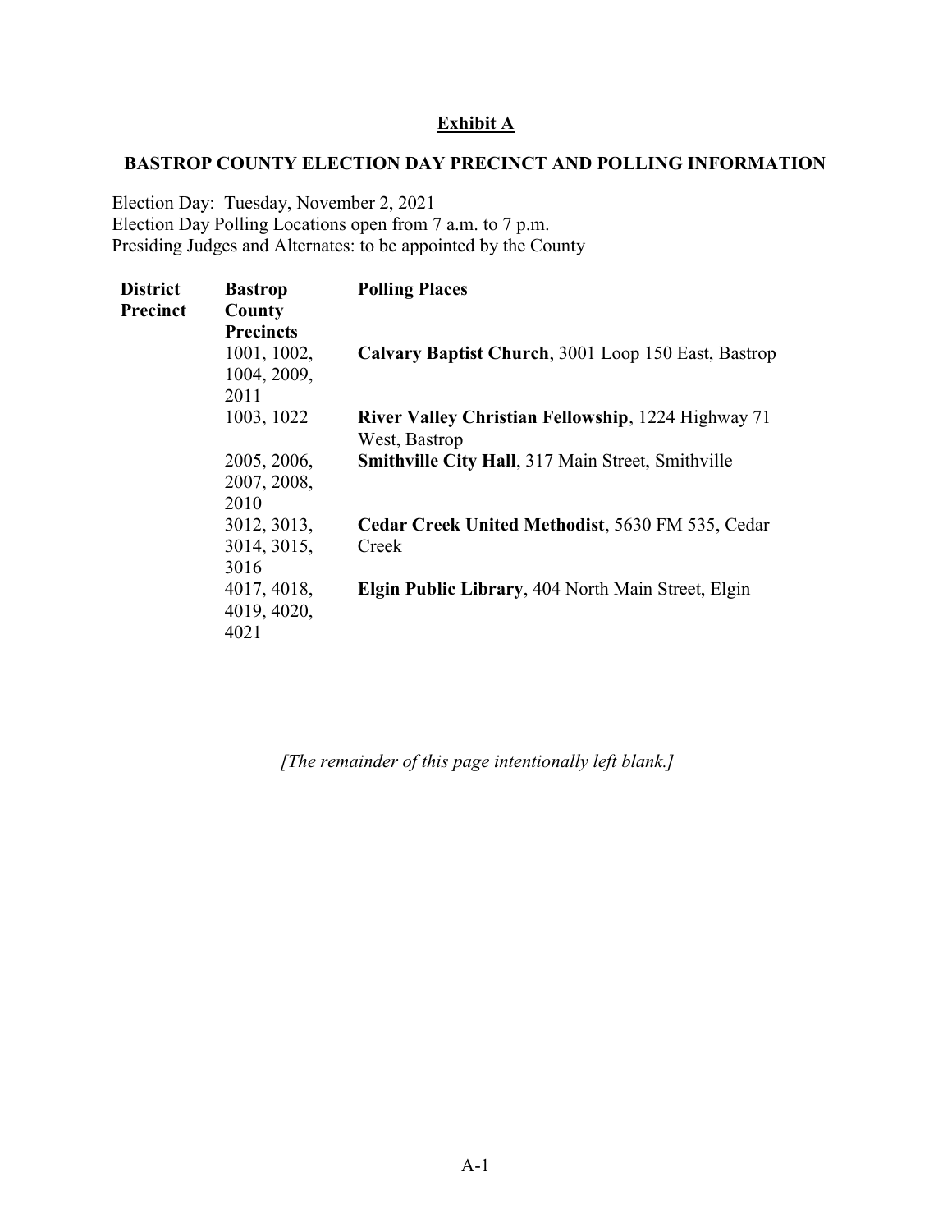## Exhibit A

### BASTROP COUNTY ELECTION DAY PRECINCT AND POLLING INFORMATION

Election Day: Tuesday, November 2, 2021
Election Day Polling Locations open from 7 a.m. to 7 p.m.
Presiding Judges and Alternates: to be appointed by the County

| District Precinct | Bastrop County Precincts | Polling Places |
|---|---|---|
| | 1001, 1002, 1004, 2009, 2011 | **Calvary Baptist Church**, 3001 Loop 150 East, Bastrop |
| | 1003, 1022 | **River Valley Christian Fellowship**, 1224 Highway 71 West, Bastrop |
| | 2005, 2006, 2007, 2008, 2010 | **Smithville City Hall**, 317 Main Street, Smithville |
| | 3012, 3013, 3014, 3015, 3016 | **Cedar Creek United Methodist**, 5630 FM 535, Cedar Creek |
| | 4017, 4018, 4019, 4020, 4021 | **Elgin Public Library**, 404 North Main Street, Elgin |

*[The remainder of this page intentionally left blank.]*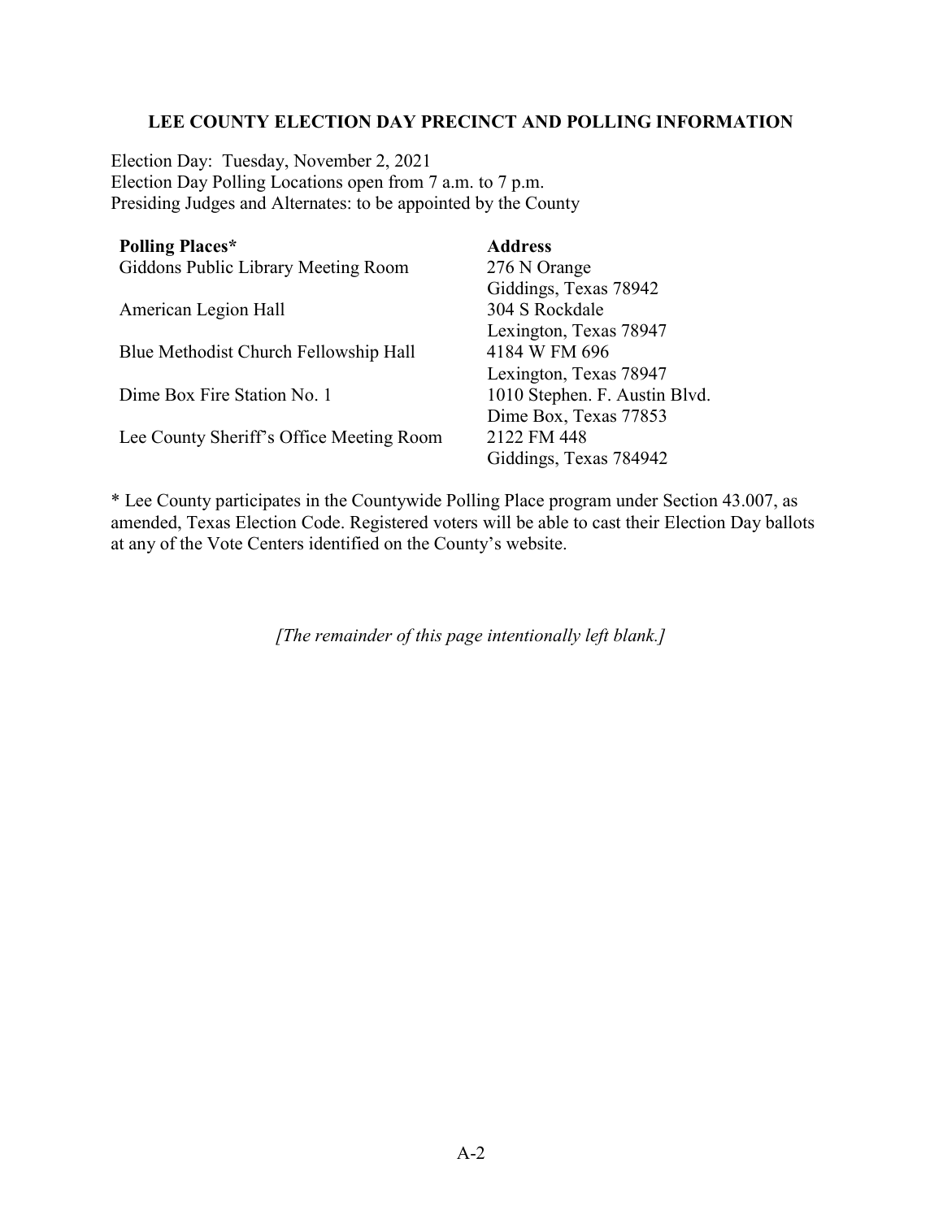**LEE COUNTY ELECTION DAY PRECINCT AND POLLING INFORMATION**

Election Day: Tuesday, November 2, 2021
Election Day Polling Locations open from 7 a.m. to 7 p.m.
Presiding Judges and Alternates: to be appointed by the County

| **Polling Places*** | **Address** |
|---|---|
| Giddons Public Library Meeting Room | 276 N Orange<br>Giddings, Texas 78942 |
| American Legion Hall | 304 S Rockdale<br>Lexington, Texas 78947 |
| Blue Methodist Church Fellowship Hall | 4184 W FM 696<br>Lexington, Texas 78947 |
| Dime Box Fire Station No. 1 | 1010 Stephen. F. Austin Blvd.<br>Dime Box, Texas 77853 |
| Lee County Sheriff's Office Meeting Room | 2122 FM 448<br>Giddings, Texas 784942 |

* Lee County participates in the Countywide Polling Place program under Section 43.007, as amended, Texas Election Code. Registered voters will be able to cast their Election Day ballots at any of the Vote Centers identified on the County's website.

*[The remainder of this page intentionally left blank.]*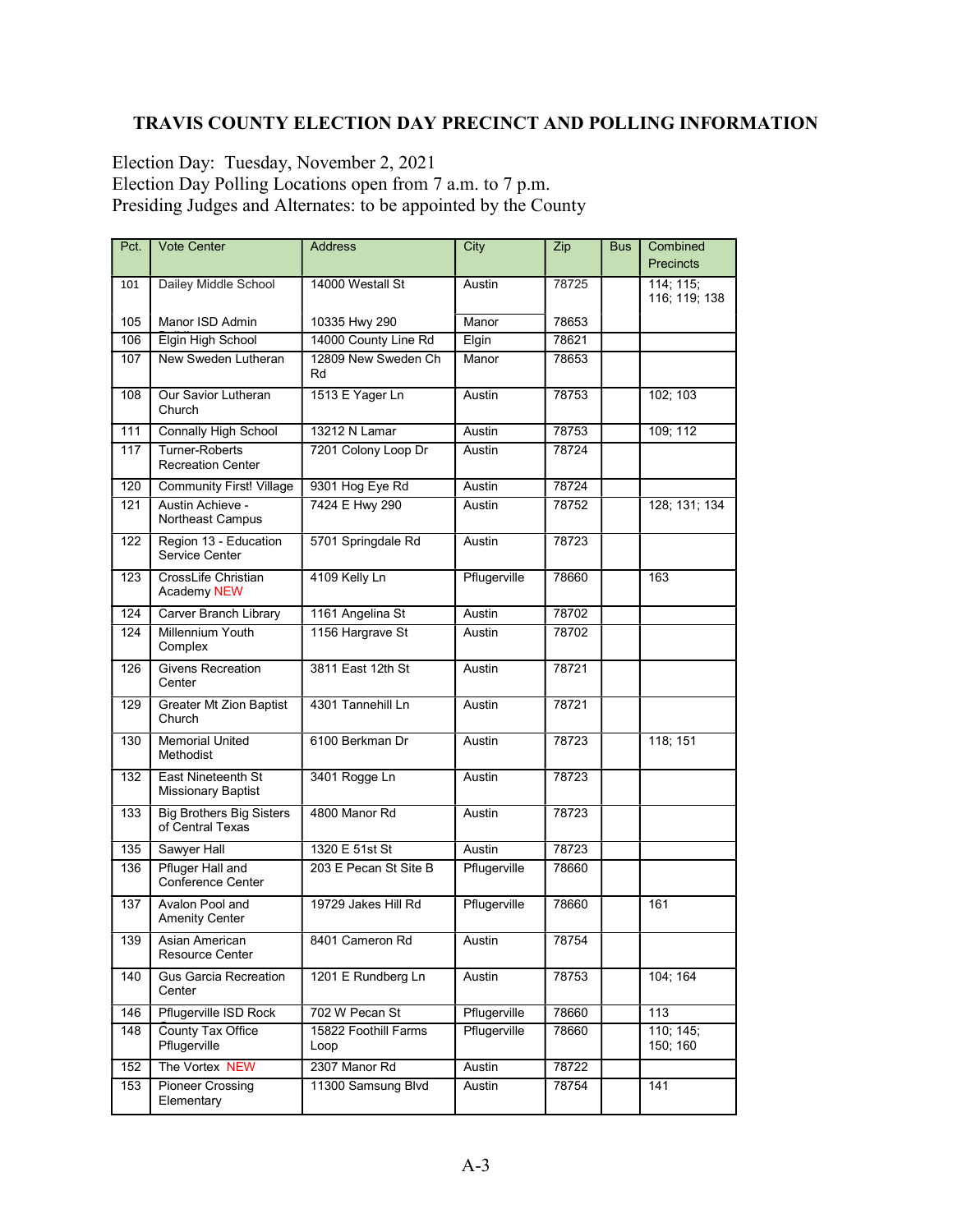# TRAVIS COUNTY ELECTION DAY PRECINCT AND POLLING INFORMATION

Election Day: Tuesday, November 2, 2021
Election Day Polling Locations open from 7 a.m. to 7 p.m.
Presiding Judges and Alternates: to be appointed by the County

| Pct. | Vote Center | Address | City | Zip | Bus | Combined Precincts |
|---|---|---|---|---|---|---|
| 101 | Dailey Middle School | 14000 Westall St | Austin | 78725 | | 114; 115; 116; 119; 138 |
| 105 | Manor ISD Admin | 10335 Hwy 290 | Manor | 78653 | | |
| 106 | Elgin High School | 14000 County Line Rd | Elgin | 78621 | | |
| 107 | New Sweden Lutheran | 12809 New Sweden Ch Rd | Manor | 78653 | | |
| 108 | Our Savior Lutheran Church | 1513 E Yager Ln | Austin | 78753 | | 102; 103 |
| 111 | Connally High School | 13212 N Lamar | Austin | 78753 | | 109; 112 |
| 117 | Turner-Roberts Recreation Center | 7201 Colony Loop Dr | Austin | 78724 | | |
| 120 | Community First! Village | 9301 Hog Eye Rd | Austin | 78724 | | |
| 121 | Austin Achieve - Northeast Campus | 7424 E Hwy 290 | Austin | 78752 | | 128; 131; 134 |
| 122 | Region 13 - Education Service Center | 5701 Springdale Rd | Austin | 78723 | | |
| 123 | CrossLife Christian Academy NEW | 4109 Kelly Ln | Pflugerville | 78660 | | 163 |
| 124 | Carver Branch Library | 1161 Angelina St | Austin | 78702 | | |
| 124 | Millennium Youth Complex | 1156 Hargrave St | Austin | 78702 | | |
| 126 | Givens Recreation Center | 3811 East 12th St | Austin | 78721 | | |
| 129 | Greater Mt Zion Baptist Church | 4301 Tannehill Ln | Austin | 78721 | | |
| 130 | Memorial United Methodist | 6100 Berkman Dr | Austin | 78723 | | 118; 151 |
| 132 | East Nineteenth St Missionary Baptist | 3401 Rogge Ln | Austin | 78723 | | |
| 133 | Big Brothers Big Sisters of Central Texas | 4800 Manor Rd | Austin | 78723 | | |
| 135 | Sawyer Hall | 1320 E 51st St | Austin | 78723 | | |
| 136 | Pfluger Hall and Conference Center | 203 E Pecan St Site B | Pflugerville | 78660 | | |
| 137 | Avalon Pool and Amenity Center | 19729 Jakes Hill Rd | Pflugerville | 78660 | | 161 |
| 139 | Asian American Resource Center | 8401 Cameron Rd | Austin | 78754 | | |
| 140 | Gus Garcia Recreation Center | 1201 E Rundberg Ln | Austin | 78753 | | 104; 164 |
| 146 | Pflugerville ISD Rock | 702 W Pecan St | Pflugerville | 78660 | | 113 |
| 148 | County Tax Office Pflugerville | 15822 Foothill Farms Loop | Pflugerville | 78660 | | 110; 145; 150; 160 |
| 152 | The Vortex NEW | 2307 Manor Rd | Austin | 78722 | | |
| 153 | Pioneer Crossing Elementary | 11300 Samsung Blvd | Austin | 78754 | | 141 |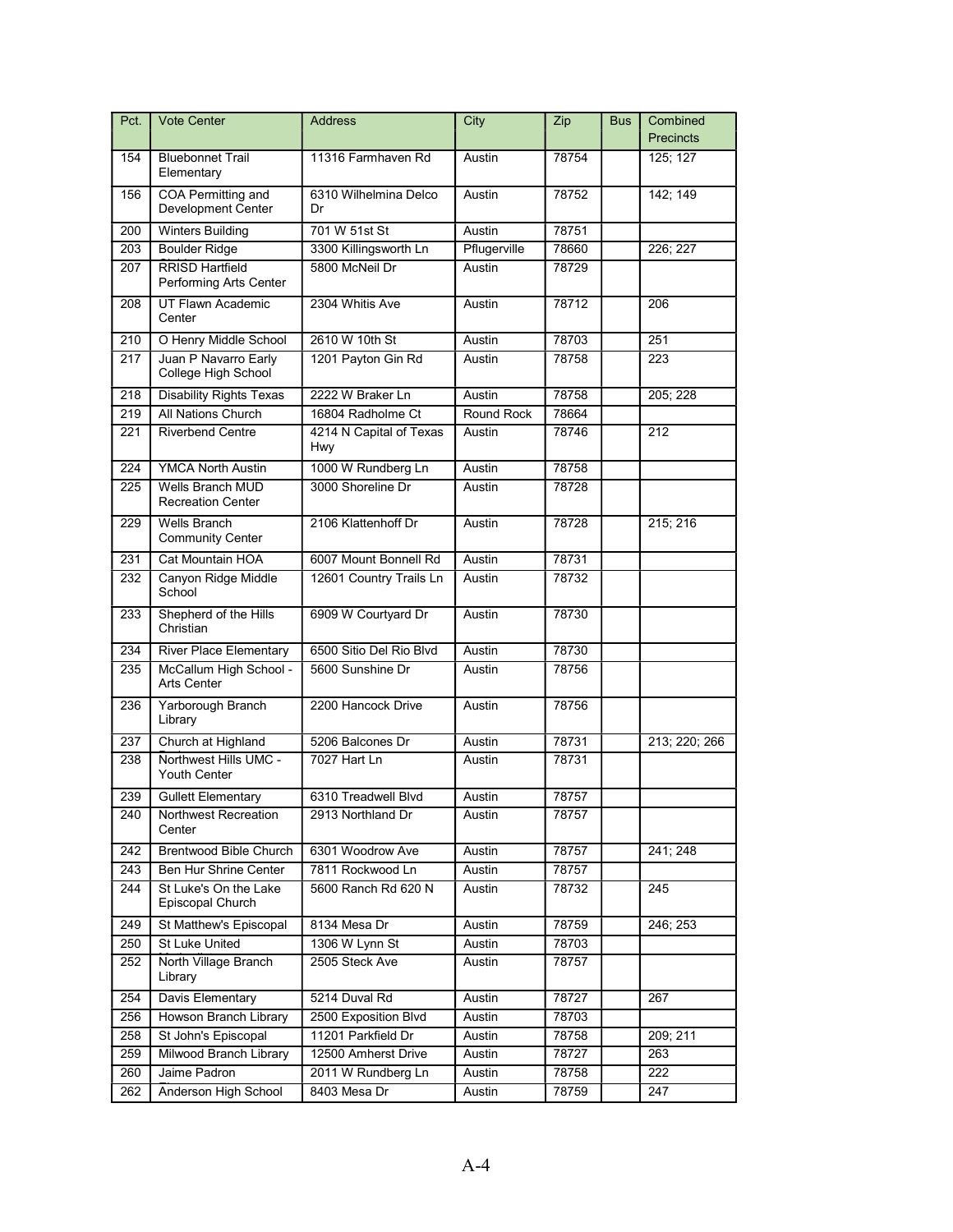| Pct. | Vote Center | Address | City | Zip | Bus | Combined Precincts |
|---|---|---|---|---|---|---|
| 154 | Bluebonnet Trail Elementary | 11316 Farmhaven Rd | Austin | 78754 | | 125; 127 |
| 156 | COA Permitting and Development Center | 6310 Wilhelmina Delco Dr | Austin | 78752 | | 142; 149 |
| 200 | Winters Building | 701 W 51st St | Austin | 78751 | | |
| 203 | Boulder Ridge | 3300 Killingsworth Ln | Pflugerville | 78660 | | 226; 227 |
| 207 | RRISD Hartfield Performing Arts Center | 5800 McNeil Dr | Austin | 78729 | | |
| 208 | UT Flawn Academic Center | 2304 Whitis Ave | Austin | 78712 | | 206 |
| 210 | O Henry Middle School | 2610 W 10th St | Austin | 78703 | | 251 |
| 217 | Juan P Navarro Early College High School | 1201 Payton Gin Rd | Austin | 78758 | | 223 |
| 218 | Disability Rights Texas | 2222 W Braker Ln | Austin | 78758 | | 205; 228 |
| 219 | All Nations Church | 16804 Radholme Ct | Round Rock | 78664 | | |
| 221 | Riverbend Centre | 4214 N Capital of Texas Hwy | Austin | 78746 | | 212 |
| 224 | YMCA North Austin | 1000 W Rundberg Ln | Austin | 78758 | | |
| 225 | Wells Branch MUD Recreation Center | 3000 Shoreline Dr | Austin | 78728 | | |
| 229 | Wells Branch Community Center | 2106 Klattenhoff Dr | Austin | 78728 | | 215; 216 |
| 231 | Cat Mountain HOA | 6007 Mount Bonnell Rd | Austin | 78731 | | |
| 232 | Canyon Ridge Middle School | 12601 Country Trails Ln | Austin | 78732 | | |
| 233 | Shepherd of the Hills Christian | 6909 W Courtyard Dr | Austin | 78730 | | |
| 234 | River Place Elementary | 6500 Sitio Del Rio Blvd | Austin | 78730 | | |
| 235 | McCallum High School - Arts Center | 5600 Sunshine Dr | Austin | 78756 | | |
| 236 | Yarborough Branch Library | 2200 Hancock Drive | Austin | 78756 | | |
| 237 | Church at Highland | 5206 Balcones Dr | Austin | 78731 | | 213; 220; 266 |
| 238 | Northwest Hills UMC - Youth Center | 7027 Hart Ln | Austin | 78731 | | |
| 239 | Gullett Elementary | 6310 Treadwell Blvd | Austin | 78757 | | |
| 240 | Northwest Recreation Center | 2913 Northland Dr | Austin | 78757 | | |
| 242 | Brentwood Bible Church | 6301 Woodrow Ave | Austin | 78757 | | 241; 248 |
| 243 | Ben Hur Shrine Center | 7811 Rockwood Ln | Austin | 78757 | | |
| 244 | St Luke's On the Lake Episcopal Church | 5600 Ranch Rd 620 N | Austin | 78732 | | 245 |
| 249 | St Matthew's Episcopal | 8134 Mesa Dr | Austin | 78759 | | 246; 253 |
| 250 | St Luke United | 1306 W Lynn St | Austin | 78703 | | |
| 252 | North Village Branch Library | 2505 Steck Ave | Austin | 78757 | | |
| 254 | Davis Elementary | 5214 Duval Rd | Austin | 78727 | | 267 |
| 256 | Howson Branch Library | 2500 Exposition Blvd | Austin | 78703 | | |
| 258 | St John's Episcopal | 11201 Parkfield Dr | Austin | 78758 | | 209; 211 |
| 259 | Milwood Branch Library | 12500 Amherst Drive | Austin | 78727 | | 263 |
| 260 | Jaime Padron | 2011 W Rundberg Ln | Austin | 78758 | | 222 |
| 262 | Anderson High School | 8403 Mesa Dr | Austin | 78759 | | 247 |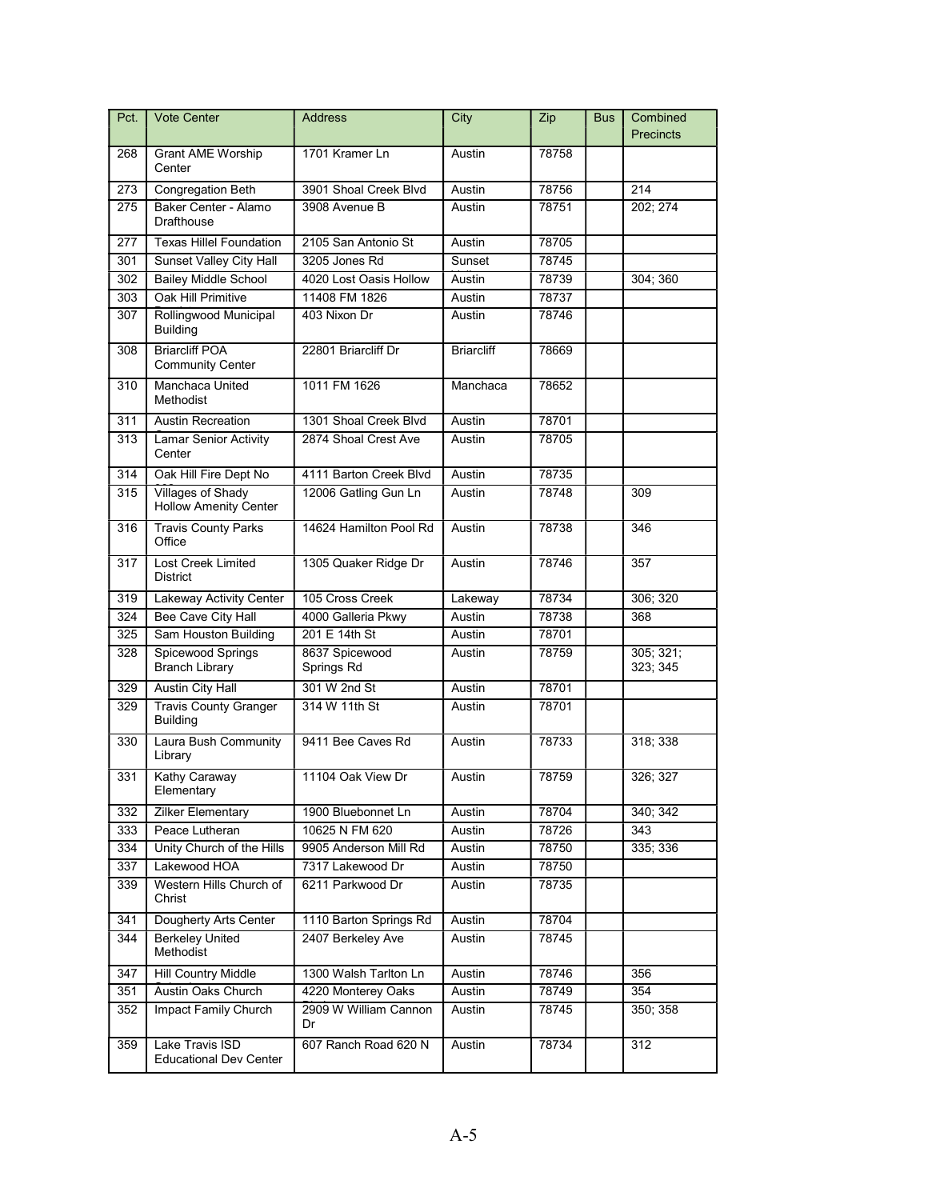| Pct. | Vote Center | Address | City | Zip | Bus | Combined Precincts |
|---|---|---|---|---|---|---|
| 268 | Grant AME Worship Center | 1701 Kramer Ln | Austin | 78758 | | |
| 273 | Congregation Beth | 3901 Shoal Creek Blvd | Austin | 78756 | | 214 |
| 275 | Baker Center - Alamo Drafthouse | 3908 Avenue B | Austin | 78751 | | 202; 274 |
| 277 | Texas Hillel Foundation | 2105 San Antonio St | Austin | 78705 | | |
| 301 | Sunset Valley City Hall | 3205 Jones Rd | Sunset | 78745 | | |
| 302 | Bailey Middle School | 4020 Lost Oasis Hollow | Austin | 78739 | | 304; 360 |
| 303 | Oak Hill Primitive | 11408 FM 1826 | Austin | 78737 | | |
| 307 | Rollingwood Municipal Building | 403 Nixon Dr | Austin | 78746 | | |
| 308 | Briarcliff POA Community Center | 22801 Briarcliff Dr | Briarcliff | 78669 | | |
| 310 | Manchaca United Methodist | 1011 FM 1626 | Manchaca | 78652 | | |
| 311 | Austin Recreation | 1301 Shoal Creek Blvd | Austin | 78701 | | |
| 313 | Lamar Senior Activity Center | 2874 Shoal Crest Ave | Austin | 78705 | | |
| 314 | Oak Hill Fire Dept No | 4111 Barton Creek Blvd | Austin | 78735 | | |
| 315 | Villages of Shady Hollow Amenity Center | 12006 Gatling Gun Ln | Austin | 78748 | | 309 |
| 316 | Travis County Parks Office | 14624 Hamilton Pool Rd | Austin | 78738 | | 346 |
| 317 | Lost Creek Limited District | 1305 Quaker Ridge Dr | Austin | 78746 | | 357 |
| 319 | Lakeway Activity Center | 105 Cross Creek | Lakeway | 78734 | | 306; 320 |
| 324 | Bee Cave City Hall | 4000 Galleria Pkwy | Austin | 78738 | | 368 |
| 325 | Sam Houston Building | 201 E 14th St | Austin | 78701 | | |
| 328 | Spicewood Springs Branch Library | 8637 Spicewood Springs Rd | Austin | 78759 | | 305; 321; 323; 345 |
| 329 | Austin City Hall | 301 W 2nd St | Austin | 78701 | | |
| 329 | Travis County Granger Building | 314 W 11th St | Austin | 78701 | | |
| 330 | Laura Bush Community Library | 9411 Bee Caves Rd | Austin | 78733 | | 318; 338 |
| 331 | Kathy Caraway Elementary | 11104 Oak View Dr | Austin | 78759 | | 326; 327 |
| 332 | Zilker Elementary | 1900 Bluebonnet Ln | Austin | 78704 | | 340; 342 |
| 333 | Peace Lutheran | 10625 N FM 620 | Austin | 78726 | | 343 |
| 334 | Unity Church of the Hills | 9905 Anderson Mill Rd | Austin | 78750 | | 335; 336 |
| 337 | Lakewood HOA | 7317 Lakewood Dr | Austin | 78750 | | |
| 339 | Western Hills Church of Christ | 6211 Parkwood Dr | Austin | 78735 | | |
| 341 | Dougherty Arts Center | 1110 Barton Springs Rd | Austin | 78704 | | |
| 344 | Berkeley United Methodist | 2407 Berkeley Ave | Austin | 78745 | | |
| 347 | Hill Country Middle | 1300 Walsh Tarlton Ln | Austin | 78746 | | 356 |
| 351 | Austin Oaks Church | 4220 Monterey Oaks | Austin | 78749 | | 354 |
| 352 | Impact Family Church | 2909 W William Cannon Dr | Austin | 78745 | | 350; 358 |
| 359 | Lake Travis ISD Educational Dev Center | 607 Ranch Road 620 N | Austin | 78734 | | 312 |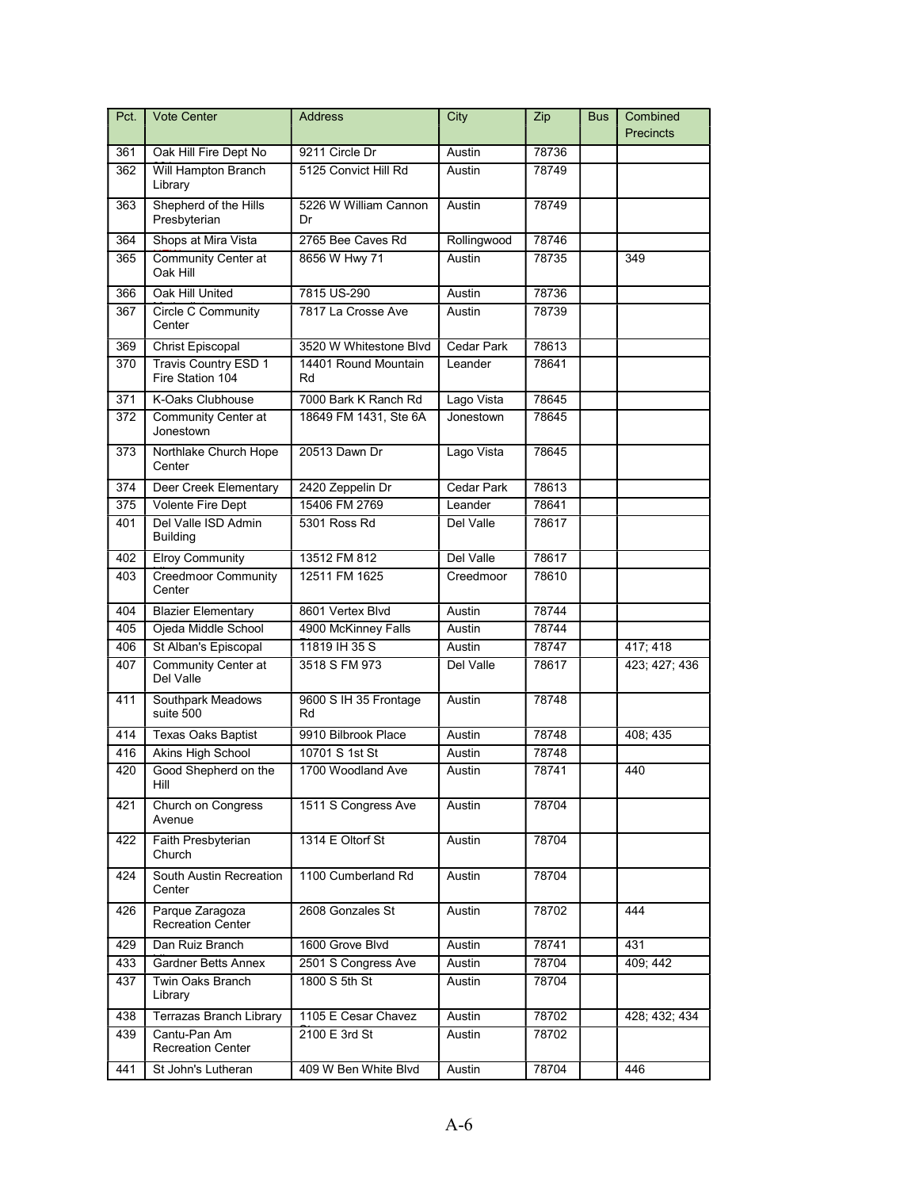| Pct. | Vote Center | Address | City | Zip | Bus | Combined Precincts |
|---|---|---|---|---|---|---|
| 361 | Oak Hill Fire Dept No | 9211 Circle Dr | Austin | 78736 | | |
| 362 | Will Hampton Branch Library | 5125 Convict Hill Rd | Austin | 78749 | | |
| 363 | Shepherd of the Hills Presbyterian | 5226 W William Cannon Dr | Austin | 78749 | | |
| 364 | Shops at Mira Vista | 2765 Bee Caves Rd | Rollingwood | 78746 | | |
| 365 | Community Center at Oak Hill | 8656 W Hwy 71 | Austin | 78735 | | 349 |
| 366 | Oak Hill United | 7815 US-290 | Austin | 78736 | | |
| 367 | Circle C Community Center | 7817 La Crosse Ave | Austin | 78739 | | |
| 369 | Christ Episcopal | 3520 W Whitestone Blvd | Cedar Park | 78613 | | |
| 370 | Travis Country ESD 1 Fire Station 104 | 14401 Round Mountain Rd | Leander | 78641 | | |
| 371 | K-Oaks Clubhouse | 7000 Bark K Ranch Rd | Lago Vista | 78645 | | |
| 372 | Community Center at Jonestown | 18649 FM 1431, Ste 6A | Jonestown | 78645 | | |
| 373 | Northlake Church Hope Center | 20513 Dawn Dr | Lago Vista | 78645 | | |
| 374 | Deer Creek Elementary | 2420 Zeppelin Dr | Cedar Park | 78613 | | |
| 375 | Volente Fire Dept | 15406 FM 2769 | Leander | 78641 | | |
| 401 | Del Valle ISD Admin Building | 5301 Ross Rd | Del Valle | 78617 | | |
| 402 | Elroy Community | 13512 FM 812 | Del Valle | 78617 | | |
| 403 | Creedmoor Community Center | 12511 FM 1625 | Creedmoor | 78610 | | |
| 404 | Blazier Elementary | 8601 Vertex Blvd | Austin | 78744 | | |
| 405 | Ojeda Middle School | 4900 McKinney Falls | Austin | 78744 | | |
| 406 | St Alban's Episcopal | 11819 IH 35 S | Austin | 78747 | | 417; 418 |
| 407 | Community Center at Del Valle | 3518 S FM 973 | Del Valle | 78617 | | 423; 427; 436 |
| 411 | Southpark Meadows suite 500 | 9600 S IH 35 Frontage Rd | Austin | 78748 | | |
| 414 | Texas Oaks Baptist | 9910 Bilbrook Place | Austin | 78748 | | 408; 435 |
| 416 | Akins High School | 10701 S 1st St | Austin | 78748 | | |
| 420 | Good Shepherd on the Hill | 1700 Woodland Ave | Austin | 78741 | | 440 |
| 421 | Church on Congress Avenue | 1511 S Congress Ave | Austin | 78704 | | |
| 422 | Faith Presbyterian Church | 1314 E Oltorf St | Austin | 78704 | | |
| 424 | South Austin Recreation Center | 1100 Cumberland Rd | Austin | 78704 | | |
| 426 | Parque Zaragoza Recreation Center | 2608 Gonzales St | Austin | 78702 | | 444 |
| 429 | Dan Ruiz Branch | 1600 Grove Blvd | Austin | 78741 | | 431 |
| 433 | Gardner Betts Annex | 2501 S Congress Ave | Austin | 78704 | | 409; 442 |
| 437 | Twin Oaks Branch Library | 1800 S 5th St | Austin | 78704 | | |
| 438 | Terrazas Branch Library | 1105 E Cesar Chavez | Austin | 78702 | | 428; 432; 434 |
| 439 | Cantu-Pan Am Recreation Center | 2100 E 3rd St | Austin | 78702 | | |
| 441 | St John's Lutheran | 409 W Ben White Blvd | Austin | 78704 | | 446 |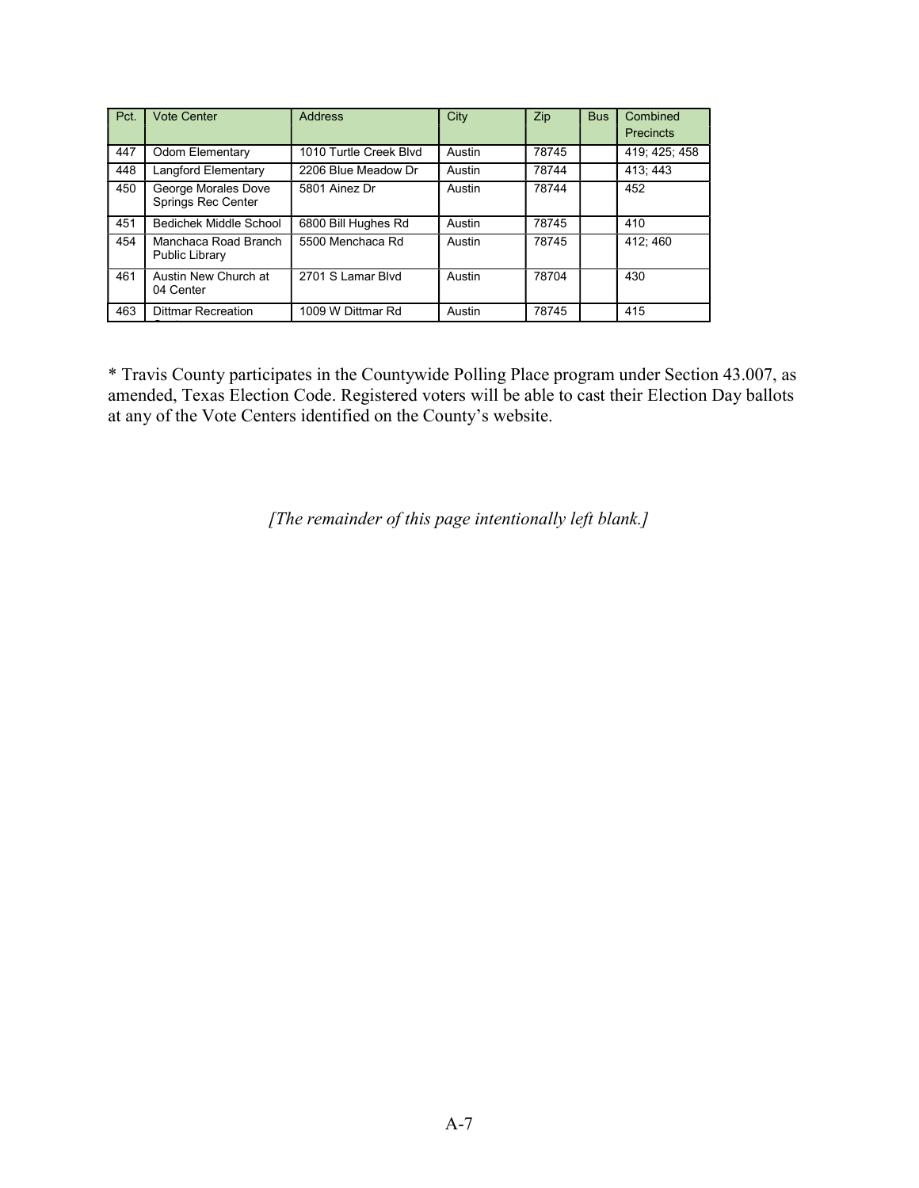| Pct. | Vote Center | Address | City | Zip | Bus | Combined Precincts |
|---|---|---|---|---|---|---|
| 447 | Odom Elementary | 1010 Turtle Creek Blvd | Austin | 78745 | | 419; 425; 458 |
| 448 | Langford Elementary | 2206 Blue Meadow Dr | Austin | 78744 | | 413; 443 |
| 450 | George Morales Dove Springs Rec Center | 5801 Ainez Dr | Austin | 78744 | | 452 |
| 451 | Bedichek Middle School | 6800 Bill Hughes Rd | Austin | 78745 | | 410 |
| 454 | Manchaca Road Branch Public Library | 5500 Menchaca Rd | Austin | 78745 | | 412; 460 |
| 461 | Austin New Church at 04 Center | 2701 S Lamar Blvd | Austin | 78704 | | 430 |
| 463 | Dittmar Recreation | 1009 W Dittmar Rd | Austin | 78745 | | 415 |

* Travis County participates in the Countywide Polling Place program under Section 43.007, as amended, Texas Election Code. Registered voters will be able to cast their Election Day ballots at any of the Vote Centers identified on the County's website.

*[The remainder of this page intentionally left blank.]*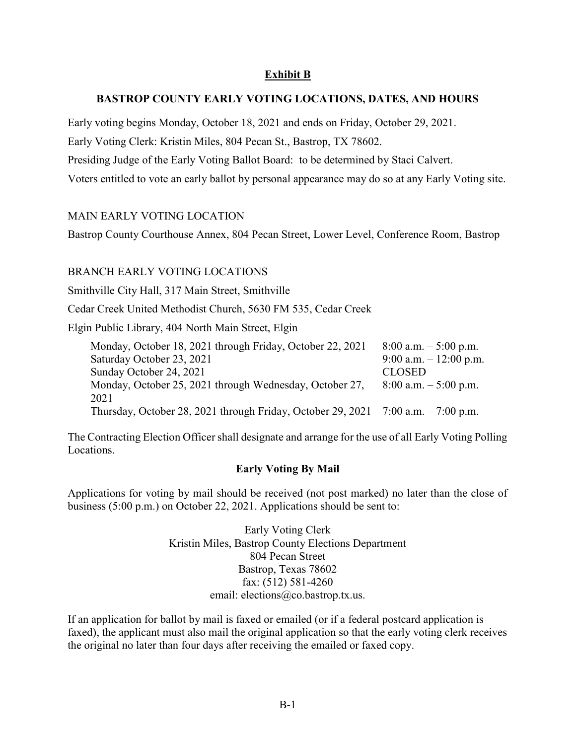## Exhibit B

## BASTROP COUNTY EARLY VOTING LOCATIONS, DATES, AND HOURS

Early voting begins Monday, October 18, 2021 and ends on Friday, October 29, 2021.

Early Voting Clerk: Kristin Miles, 804 Pecan St., Bastrop, TX 78602.

Presiding Judge of the Early Voting Ballot Board: to be determined by Staci Calvert.

Voters entitled to vote an early ballot by personal appearance may do so at any Early Voting site.

MAIN EARLY VOTING LOCATION

Bastrop County Courthouse Annex, 804 Pecan Street, Lower Level, Conference Room, Bastrop

BRANCH EARLY VOTING LOCATIONS

Smithville City Hall, 317 Main Street, Smithville

Cedar Creek United Methodist Church, 5630 FM 535, Cedar Creek

Elgin Public Library, 404 North Main Street, Elgin

| | |
|---|---|
| Monday, October 18, 2021 through Friday, October 22, 2021 | 8:00 a.m. – 5:00 p.m. |
| Saturday October 23, 2021 | 9:00 a.m. – 12:00 p.m. |
| Sunday October 24, 2021 | CLOSED |
| Monday, October 25, 2021 through Wednesday, October 27, 2021 | 8:00 a.m. – 5:00 p.m. |
| Thursday, October 28, 2021 through Friday, October 29, 2021 | 7:00 a.m. – 7:00 p.m. |

The Contracting Election Officer shall designate and arrange for the use of all Early Voting Polling Locations.

### Early Voting By Mail

Applications for voting by mail should be received (not post marked) no later than the close of business (5:00 p.m.) on October 22, 2021. Applications should be sent to:

Early Voting Clerk
Kristin Miles, Bastrop County Elections Department
804 Pecan Street
Bastrop, Texas 78602
fax: (512) 581-4260
email: elections@co.bastrop.tx.us.

If an application for ballot by mail is faxed or emailed (or if a federal postcard application is faxed), the applicant must also mail the original application so that the early voting clerk receives the original no later than four days after receiving the emailed or faxed copy.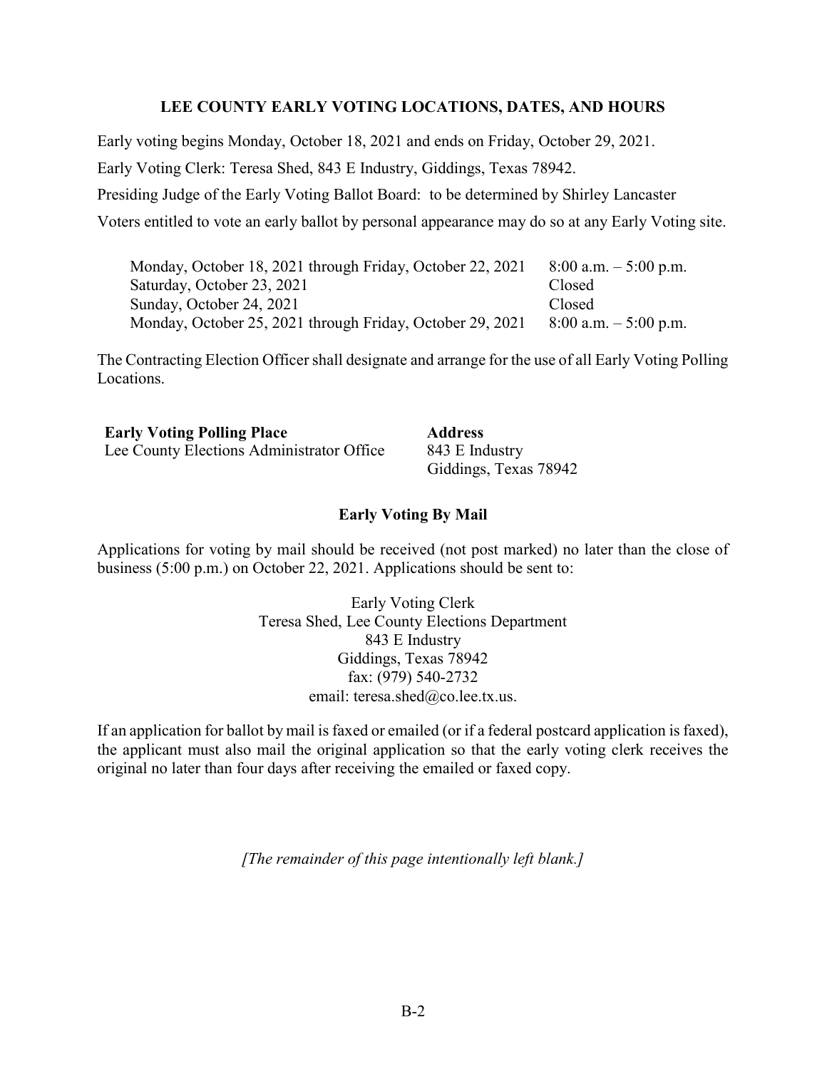## LEE COUNTY EARLY VOTING LOCATIONS, DATES, AND HOURS

Early voting begins Monday, October 18, 2021 and ends on Friday, October 29, 2021.

Early Voting Clerk: Teresa Shed, 843 E Industry, Giddings, Texas 78942.

Presiding Judge of the Early Voting Ballot Board: to be determined by Shirley Lancaster

Voters entitled to vote an early ballot by personal appearance may do so at any Early Voting site.

| | |
|---|---|
| Monday, October 18, 2021 through Friday, October 22, 2021 | 8:00 a.m. – 5:00 p.m. |
| Saturday, October 23, 2021 | Closed |
| Sunday, October 24, 2021 | Closed |
| Monday, October 25, 2021 through Friday, October 29, 2021 | 8:00 a.m. – 5:00 p.m. |

The Contracting Election Officer shall designate and arrange for the use of all Early Voting Polling Locations.

| **Early Voting Polling Place** | **Address** |
|---|---|
| Lee County Elections Administrator Office | 843 E Industry<br>Giddings, Texas 78942 |

### Early Voting By Mail

Applications for voting by mail should be received (not post marked) no later than the close of business (5:00 p.m.) on October 22, 2021. Applications should be sent to:

Early Voting Clerk
Teresa Shed, Lee County Elections Department
843 E Industry
Giddings, Texas 78942
fax: (979) 540-2732
email: teresa.shed@co.lee.tx.us.

If an application for ballot by mail is faxed or emailed (or if a federal postcard application is faxed), the applicant must also mail the original application so that the early voting clerk receives the original no later than four days after receiving the emailed or faxed copy.

*[The remainder of this page intentionally left blank.]*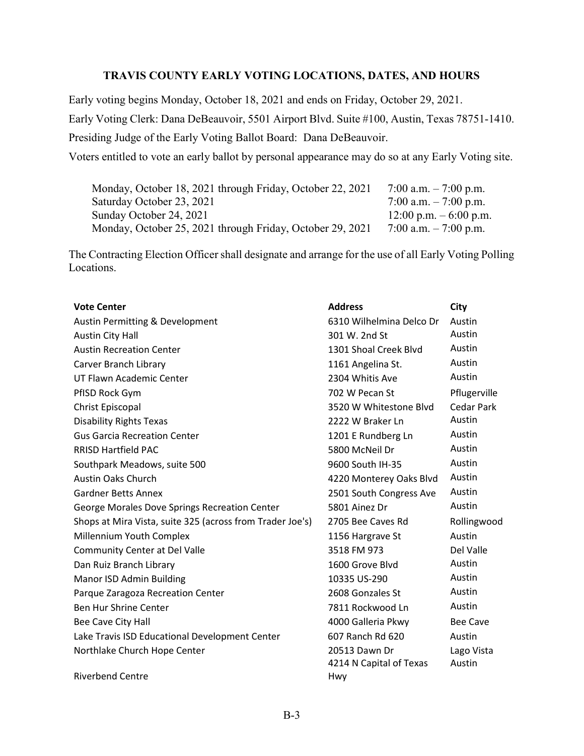## TRAVIS COUNTY EARLY VOTING LOCATIONS, DATES, AND HOURS

Early voting begins Monday, October 18, 2021 and ends on Friday, October 29, 2021.

Early Voting Clerk: Dana DeBeauvoir, 5501 Airport Blvd. Suite #100, Austin, Texas 78751-1410.

Presiding Judge of the Early Voting Ballot Board: Dana DeBeauvoir.

Voters entitled to vote an early ballot by personal appearance may do so at any Early Voting site.

| | |
|---|---|
| Monday, October 18, 2021 through Friday, October 22, 2021 | 7:00 a.m. – 7:00 p.m. |
| Saturday October 23, 2021 | 7:00 a.m. – 7:00 p.m. |
| Sunday October 24, 2021 | 12:00 p.m. – 6:00 p.m. |
| Monday, October 25, 2021 through Friday, October 29, 2021 | 7:00 a.m. – 7:00 p.m. |

The Contracting Election Officer shall designate and arrange for the use of all Early Voting Polling Locations.

| Vote Center | Address | City |
|---|---|---|
| Austin Permitting & Development | 6310 Wilhelmina Delco Dr | Austin |
| Austin City Hall | 301 W. 2nd St | Austin |
| Austin Recreation Center | 1301 Shoal Creek Blvd | Austin |
| Carver Branch Library | 1161 Angelina St. | Austin |
| UT Flawn Academic Center | 2304 Whitis Ave | Austin |
| PfISD Rock Gym | 702 W Pecan St | Pflugerville |
| Christ Episcopal | 3520 W Whitestone Blvd | Cedar Park |
| Disability Rights Texas | 2222 W Braker Ln | Austin |
| Gus Garcia Recreation Center | 1201 E Rundberg Ln | Austin |
| RRISD Hartfield PAC | 5800 McNeil Dr | Austin |
| Southpark Meadows, suite 500 | 9600 South IH-35 | Austin |
| Austin Oaks Church | 4220 Monterey Oaks Blvd | Austin |
| Gardner Betts Annex | 2501 South Congress Ave | Austin |
| George Morales Dove Springs Recreation Center | 5801 Ainez Dr | Austin |
| Shops at Mira Vista, suite 325 (across from Trader Joe's) | 2705 Bee Caves Rd | Rollingwood |
| Millennium Youth Complex | 1156 Hargrave St | Austin |
| Community Center at Del Valle | 3518 FM 973 | Del Valle |
| Dan Ruiz Branch Library | 1600 Grove Blvd | Austin |
| Manor ISD Admin Building | 10335 US-290 | Austin |
| Parque Zaragoza Recreation Center | 2608 Gonzales St | Austin |
| Ben Hur Shrine Center | 7811 Rockwood Ln | Austin |
| Bee Cave City Hall | 4000 Galleria Pkwy | Bee Cave |
| Lake Travis ISD Educational Development Center | 607 Ranch Rd 620 | Austin |
| Northlake Church Hope Center | 20513 Dawn Dr | Lago Vista |
| Riverbend Centre | 4214 N Capital of Texas Hwy | Austin |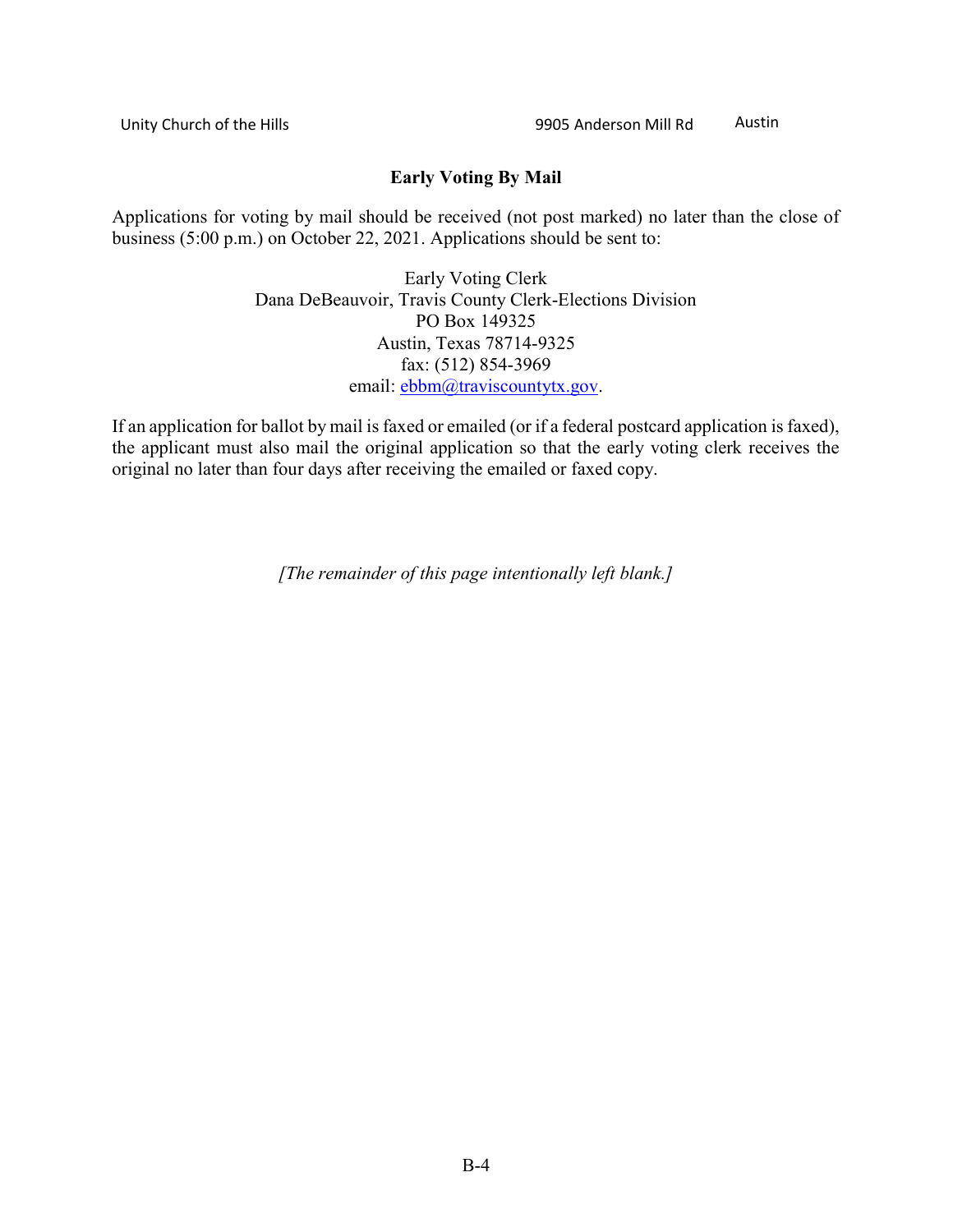| Unity Church of the Hills | 9905 Anderson Mill Rd | Austin |
|---|---|---|

**Early Voting By Mail**

Applications for voting by mail should be received (not post marked) no later than the close of business (5:00 p.m.) on October 22, 2021. Applications should be sent to:

Early Voting Clerk
Dana DeBeauvoir, Travis County Clerk-Elections Division
PO Box 149325
Austin, Texas 78714-9325
fax: (512) 854-3969
email: ebbm@traviscountytx.gov.

If an application for ballot by mail is faxed or emailed (or if a federal postcard application is faxed), the applicant must also mail the original application so that the early voting clerk receives the original no later than four days after receiving the emailed or faxed copy.

*[The remainder of this page intentionally left blank.]*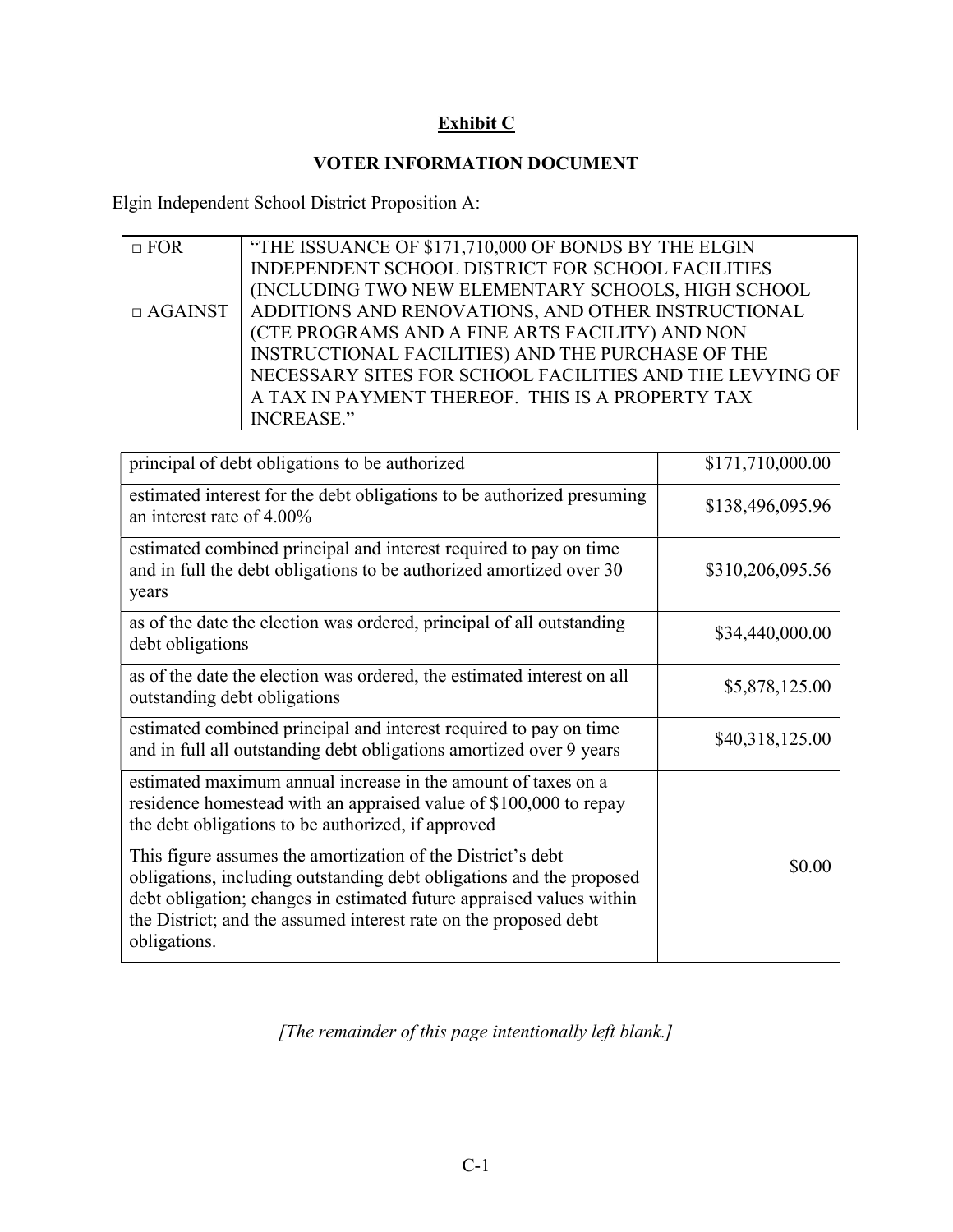**Exhibit C**

**VOTER INFORMATION DOCUMENT**

Elgin Independent School District Proposition A:

| | |
|---|---|
| □ FOR<br><br>□ AGAINST | "THE ISSUANCE OF $171,710,000 OF BONDS BY THE ELGIN INDEPENDENT SCHOOL DISTRICT FOR SCHOOL FACILITIES (INCLUDING TWO NEW ELEMENTARY SCHOOLS, HIGH SCHOOL ADDITIONS AND RENOVATIONS, AND OTHER INSTRUCTIONAL (CTE PROGRAMS AND A FINE ARTS FACILITY) AND NON INSTRUCTIONAL FACILITIES) AND THE PURCHASE OF THE NECESSARY SITES FOR SCHOOL FACILITIES AND THE LEVYING OF A TAX IN PAYMENT THEREOF. THIS IS A PROPERTY TAX INCREASE." |

| | |
|---|---|
| principal of debt obligations to be authorized | $171,710,000.00 |
| estimated interest for the debt obligations to be authorized presuming an interest rate of 4.00% | $138,496,095.96 |
| estimated combined principal and interest required to pay on time and in full the debt obligations to be authorized amortized over 30 years | $310,206,095.56 |
| as of the date the election was ordered, principal of all outstanding debt obligations | $34,440,000.00 |
| as of the date the election was ordered, the estimated interest on all outstanding debt obligations | $5,878,125.00 |
| estimated combined principal and interest required to pay on time and in full all outstanding debt obligations amortized over 9 years | $40,318,125.00 |
| estimated maximum annual increase in the amount of taxes on a residence homestead with an appraised value of $100,000 to repay the debt obligations to be authorized, if approved<br><br>This figure assumes the amortization of the District's debt obligations, including outstanding debt obligations and the proposed debt obligation; changes in estimated future appraised values within the District; and the assumed interest rate on the proposed debt obligations. | $0.00 |

*[The remainder of this page intentionally left blank.]*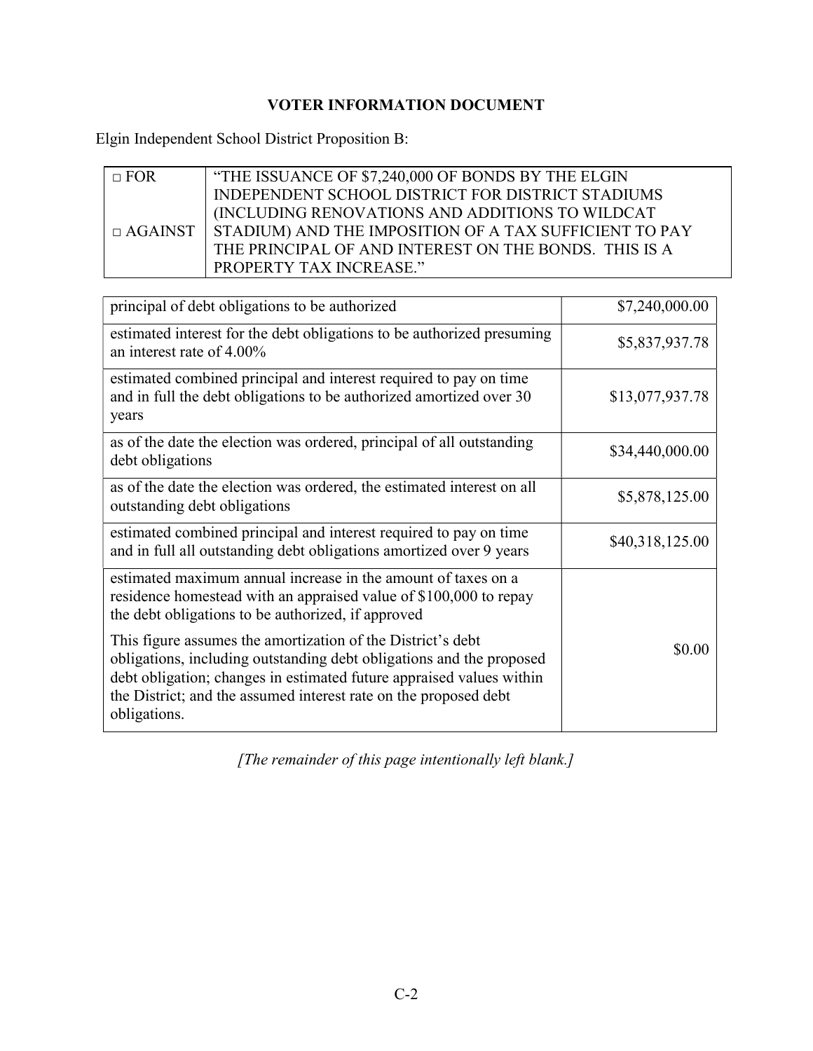**VOTER INFORMATION DOCUMENT**

Elgin Independent School District Proposition B:

| | |
|---|---|
| □ FOR<br><br>□ AGAINST | "THE ISSUANCE OF $7,240,000 OF BONDS BY THE ELGIN INDEPENDENT SCHOOL DISTRICT FOR DISTRICT STADIUMS (INCLUDING RENOVATIONS AND ADDITIONS TO WILDCAT STADIUM) AND THE IMPOSITION OF A TAX SUFFICIENT TO PAY THE PRINCIPAL OF AND INTEREST ON THE BONDS. THIS IS A PROPERTY TAX INCREASE." |

| | |
|---|---|
| principal of debt obligations to be authorized | $7,240,000.00 |
| estimated interest for the debt obligations to be authorized presuming an interest rate of 4.00% | $5,837,937.78 |
| estimated combined principal and interest required to pay on time and in full the debt obligations to be authorized amortized over 30 years | $13,077,937.78 |
| as of the date the election was ordered, principal of all outstanding debt obligations | $34,440,000.00 |
| as of the date the election was ordered, the estimated interest on all outstanding debt obligations | $5,878,125.00 |
| estimated combined principal and interest required to pay on time and in full all outstanding debt obligations amortized over 9 years | $40,318,125.00 |
| estimated maximum annual increase in the amount of taxes on a residence homestead with an appraised value of $100,000 to repay the debt obligations to be authorized, if approved<br><br>This figure assumes the amortization of the District's debt obligations, including outstanding debt obligations and the proposed debt obligation; changes in estimated future appraised values within the District; and the assumed interest rate on the proposed debt obligations. | $0.00 |

*[The remainder of this page intentionally left blank.]*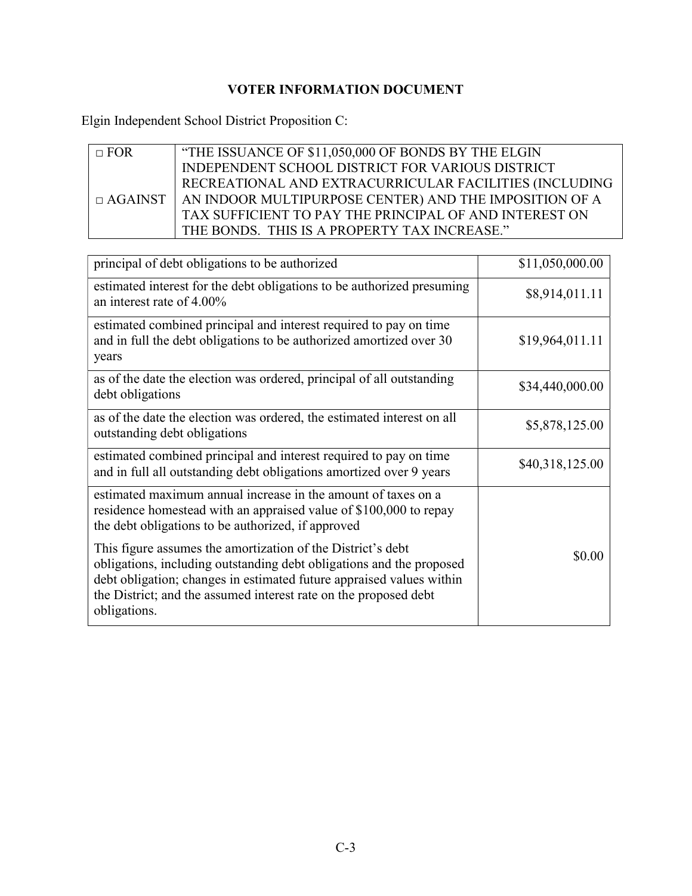# VOTER INFORMATION DOCUMENT

Elgin Independent School District Proposition C:

| | |
|---|---|
| □ FOR<br><br>□ AGAINST | "THE ISSUANCE OF $11,050,000 OF BONDS BY THE ELGIN INDEPENDENT SCHOOL DISTRICT FOR VARIOUS DISTRICT RECREATIONAL AND EXTRACURRICULAR FACILITIES (INCLUDING AN INDOOR MULTIPURPOSE CENTER) AND THE IMPOSITION OF A TAX SUFFICIENT TO PAY THE PRINCIPAL OF AND INTEREST ON THE BONDS. THIS IS A PROPERTY TAX INCREASE." |

| | |
|---|---|
| principal of debt obligations to be authorized | $11,050,000.00 |
| estimated interest for the debt obligations to be authorized presuming an interest rate of 4.00% | $8,914,011.11 |
| estimated combined principal and interest required to pay on time and in full the debt obligations to be authorized amortized over 30 years | $19,964,011.11 |
| as of the date the election was ordered, principal of all outstanding debt obligations | $34,440,000.00 |
| as of the date the election was ordered, the estimated interest on all outstanding debt obligations | $5,878,125.00 |
| estimated combined principal and interest required to pay on time and in full all outstanding debt obligations amortized over 9 years | $40,318,125.00 |
| estimated maximum annual increase in the amount of taxes on a residence homestead with an appraised value of $100,000 to repay the debt obligations to be authorized, if approved<br><br>This figure assumes the amortization of the District's debt obligations, including outstanding debt obligations and the proposed debt obligation; changes in estimated future appraised values within the District; and the assumed interest rate on the proposed debt obligations. | $0.00 |